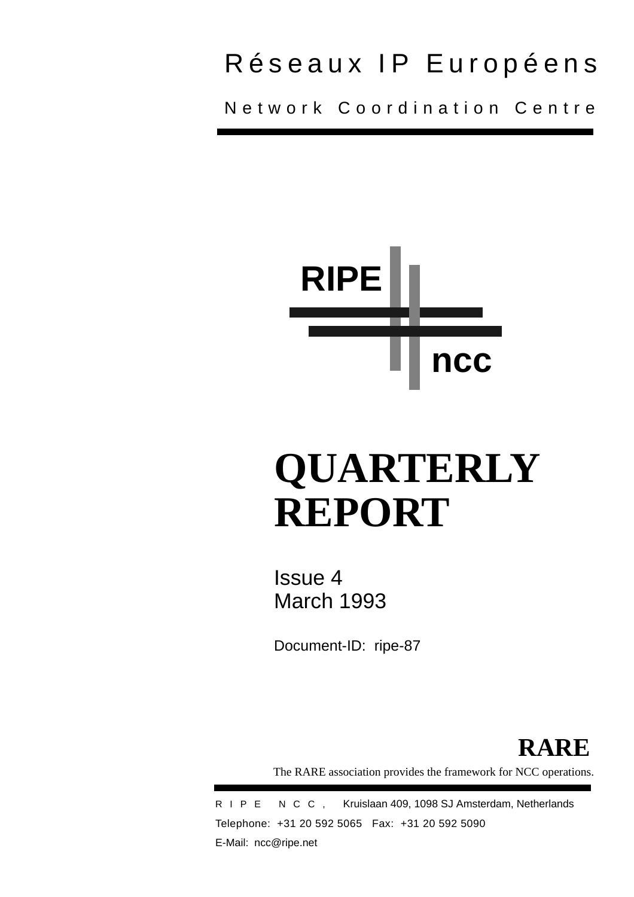Réseaux IP Européens

Network Coordination Centre

RIPE

ncc

# QUARTERLY REPORT

Issue 4
March 1993

Document-ID: ripe-87

**RARE**

The RARE association provides the framework for NCC operations.

RIPE NCC, Kruislaan 409, 1098 SJ Amsterdam, Netherlands
Telephone: +31 20 592 5065 Fax: +31 20 592 5090
E-Mail: ncc@ripe.net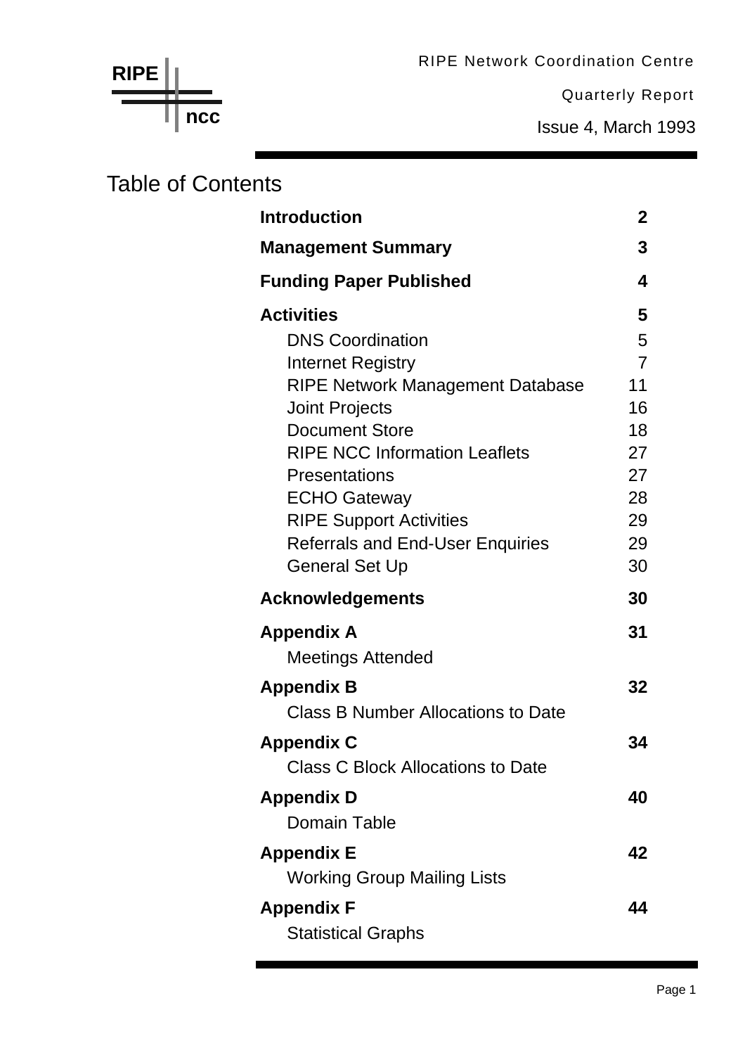RIPE Network Coordination Centre

Quarterly Report

Issue 4, March 1993

# Table of Contents

| | |
|---|---|
| **Introduction** | **2** |
| **Management Summary** | **3** |
| **Funding Paper Published** | **4** |
| **Activities** | **5** |
| DNS Coordination | 5 |
| Internet Registry | 7 |
| RIPE Network Management Database | 11 |
| Joint Projects | 16 |
| Document Store | 18 |
| RIPE NCC Information Leaflets | 27 |
| Presentations | 27 |
| ECHO Gateway | 28 |
| RIPE Support Activities | 29 |
| Referrals and End-User Enquiries | 29 |
| General Set Up | 30 |
| **Acknowledgements** | **30** |
| **Appendix A** | **31** |
| Meetings Attended | |
| **Appendix B** | **32** |
| Class B Number Allocations to Date | |
| **Appendix C** | **34** |
| Class C Block Allocations to Date | |
| **Appendix D** | **40** |
| Domain Table | |
| **Appendix E** | **42** |
| Working Group Mailing Lists | |
| **Appendix F** | **44** |
| Statistical Graphs | |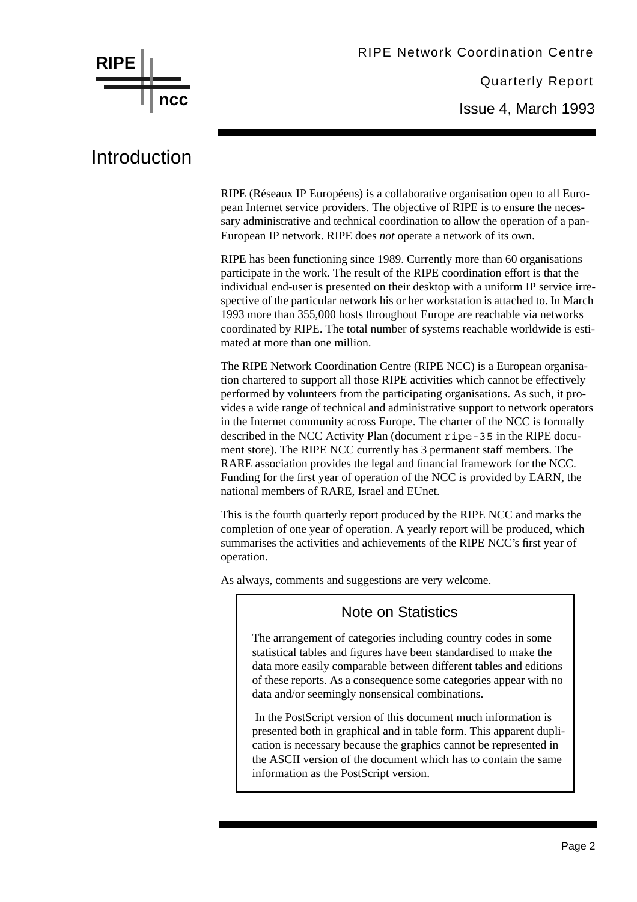# Introduction

RIPE (Réseaux IP Européens) is a collaborative organisation open to all European Internet service providers. The objective of RIPE is to ensure the necessary administrative and technical coordination to allow the operation of a pan-European IP network. RIPE does *not* operate a network of its own.

RIPE has been functioning since 1989. Currently more than 60 organisations participate in the work. The result of the RIPE coordination effort is that the individual end-user is presented on their desktop with a uniform IP service irrespective of the particular network his or her workstation is attached to. In March 1993 more than 355,000 hosts throughout Europe are reachable via networks coordinated by RIPE. The total number of systems reachable worldwide is estimated at more than one million.

The RIPE Network Coordination Centre (RIPE NCC) is a European organisation chartered to support all those RIPE activities which cannot be effectively performed by volunteers from the participating organisations. As such, it provides a wide range of technical and administrative support to network operators in the Internet community across Europe. The charter of the NCC is formally described in the NCC Activity Plan (document `ripe-35` in the RIPE document store). The RIPE NCC currently has 3 permanent staff members. The RARE association provides the legal and financial framework for the NCC. Funding for the first year of operation of the NCC is provided by EARN, the national members of RARE, Israel and EUnet.

This is the fourth quarterly report produced by the RIPE NCC and marks the completion of one year of operation. A yearly report will be produced, which summarises the activities and achievements of the RIPE NCC's first year of operation.

As always, comments and suggestions are very welcome.

## Note on Statistics

The arrangement of categories including country codes in some statistical tables and figures have been standardised to make the data more easily comparable between different tables and editions of these reports. As a consequence some categories appear with no data and/or seemingly nonsensical combinations.

In the PostScript version of this document much information is presented both in graphical and in table form. This apparent duplication is necessary because the graphics cannot be represented in the ASCII version of the document which has to contain the same information as the PostScript version.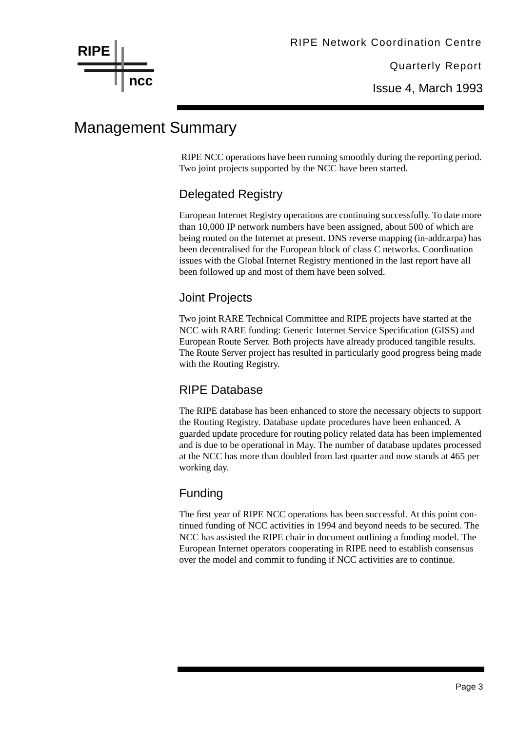# Management Summary

RIPE NCC operations have been running smoothly during the reporting period. Two joint projects supported by the NCC have been started.

## Delegated Registry

European Internet Registry operations are continuing successfully. To date more than 10,000 IP network numbers have been assigned, about 500 of which are being routed on the Internet at present. DNS reverse mapping (in-addr.arpa) has been decentralised for the European block of class C networks. Coordination issues with the Global Internet Registry mentioned in the last report have all been followed up and most of them have been solved.

## Joint Projects

Two joint RARE Technical Committee and RIPE projects have started at the NCC with RARE funding: Generic Internet Service Specification (GISS) and European Route Server. Both projects have already produced tangible results. The Route Server project has resulted in particularly good progress being made with the Routing Registry.

## RIPE Database

The RIPE database has been enhanced to store the necessary objects to support the Routing Registry. Database update procedures have been enhanced. A guarded update procedure for routing policy related data has been implemented and is due to be operational in May. The number of database updates processed at the NCC has more than doubled from last quarter and now stands at 465 per working day.

## Funding

The first year of RIPE NCC operations has been successful. At this point continued funding of NCC activities in 1994 and beyond needs to be secured. The NCC has assisted the RIPE chair in document outlining a funding model. The European Internet operators cooperating in RIPE need to establish consensus over the model and commit to funding if NCC activities are to continue.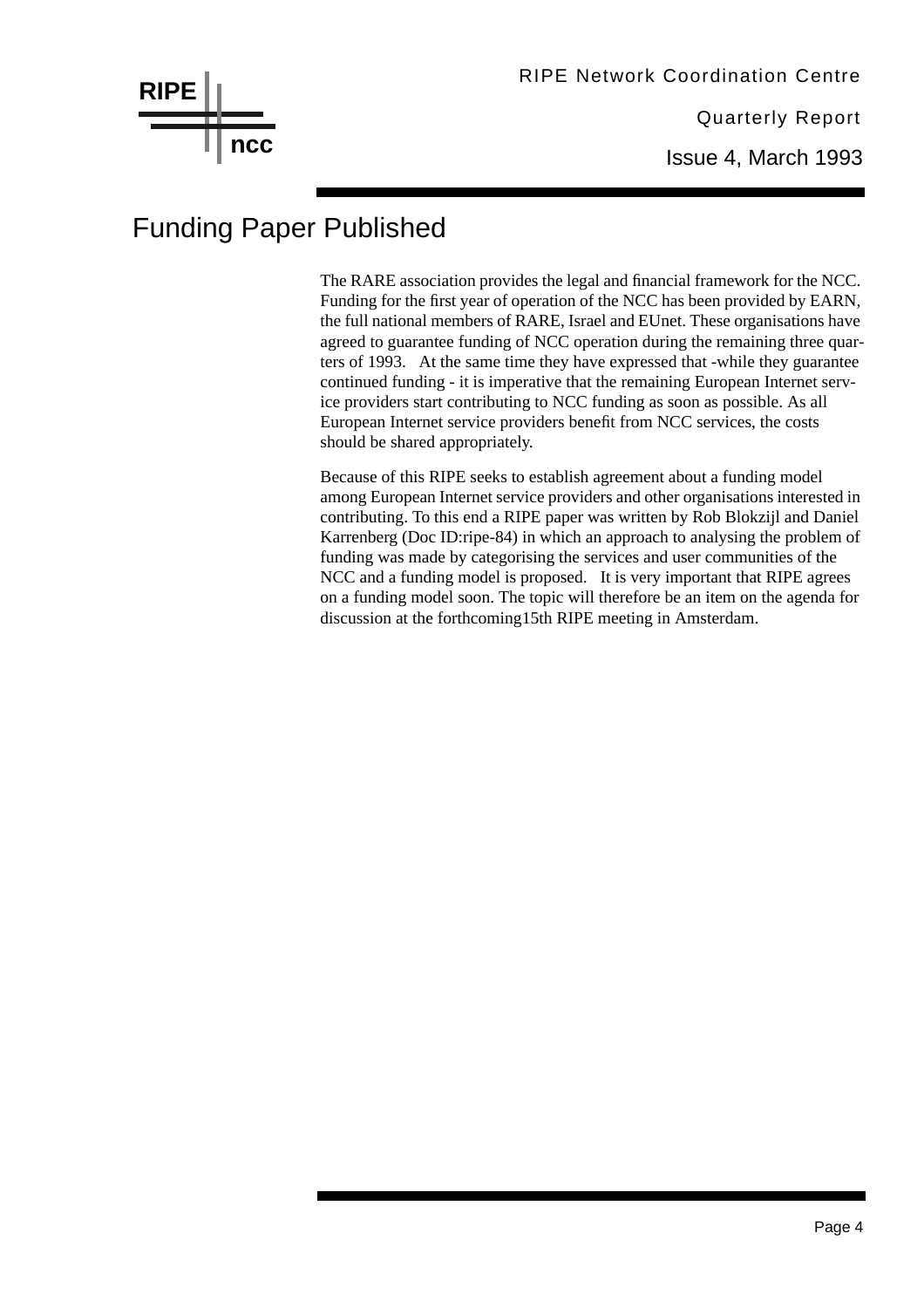# Funding Paper Published

The RARE association provides the legal and financial framework for the NCC. Funding for the first year of operation of the NCC has been provided by EARN, the full national members of RARE, Israel and EUnet. These organisations have agreed to guarantee funding of NCC operation during the remaining three quarters of 1993. At the same time they have expressed that -while they guarantee continued funding - it is imperative that the remaining European Internet service providers start contributing to NCC funding as soon as possible. As all European Internet service providers benefit from NCC services, the costs should be shared appropriately.

Because of this RIPE seeks to establish agreement about a funding model among European Internet service providers and other organisations interested in contributing. To this end a RIPE paper was written by Rob Blokzijl and Daniel Karrenberg (Doc ID:ripe-84) in which an approach to analysing the problem of funding was made by categorising the services and user communities of the NCC and a funding model is proposed. It is very important that RIPE agrees on a funding model soon. The topic will therefore be an item on the agenda for discussion at the forthcoming15th RIPE meeting in Amsterdam.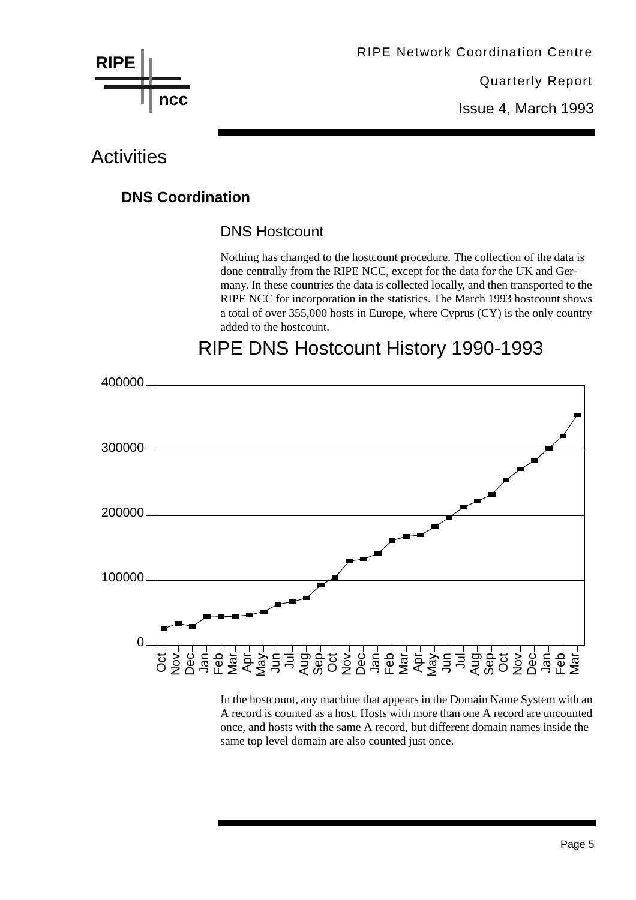# Activities

## DNS Coordination

### DNS Hostcount

Nothing has changed to the hostcount procedure. The collection of the data is done centrally from the RIPE NCC, except for the data for the UK and Germany. In these countries the data is collected locally, and then transported to the RIPE NCC for incorporation in the statistics. The March 1993 hostcount shows a total of over 355,000 hosts in Europe, where Cyprus (CY) is the only country added to the hostcount.

RIPE DNS Hostcount History 1990-1993

400000
300000
200000
100000
0

Oct Nov Dec Jan Feb Mar Apr May Jun Jul Aug Sep Oct Nov Dec Jan Feb Mar Apr May Jun Jul Aug Sep Oct Nov Dec Jan Feb Mar

In the hostcount, any machine that appears in the Domain Name System with an A record is counted as a host. Hosts with more than one A record are uncounted once, and hosts with the same A record, but different domain names inside the same top level domain are also counted just once.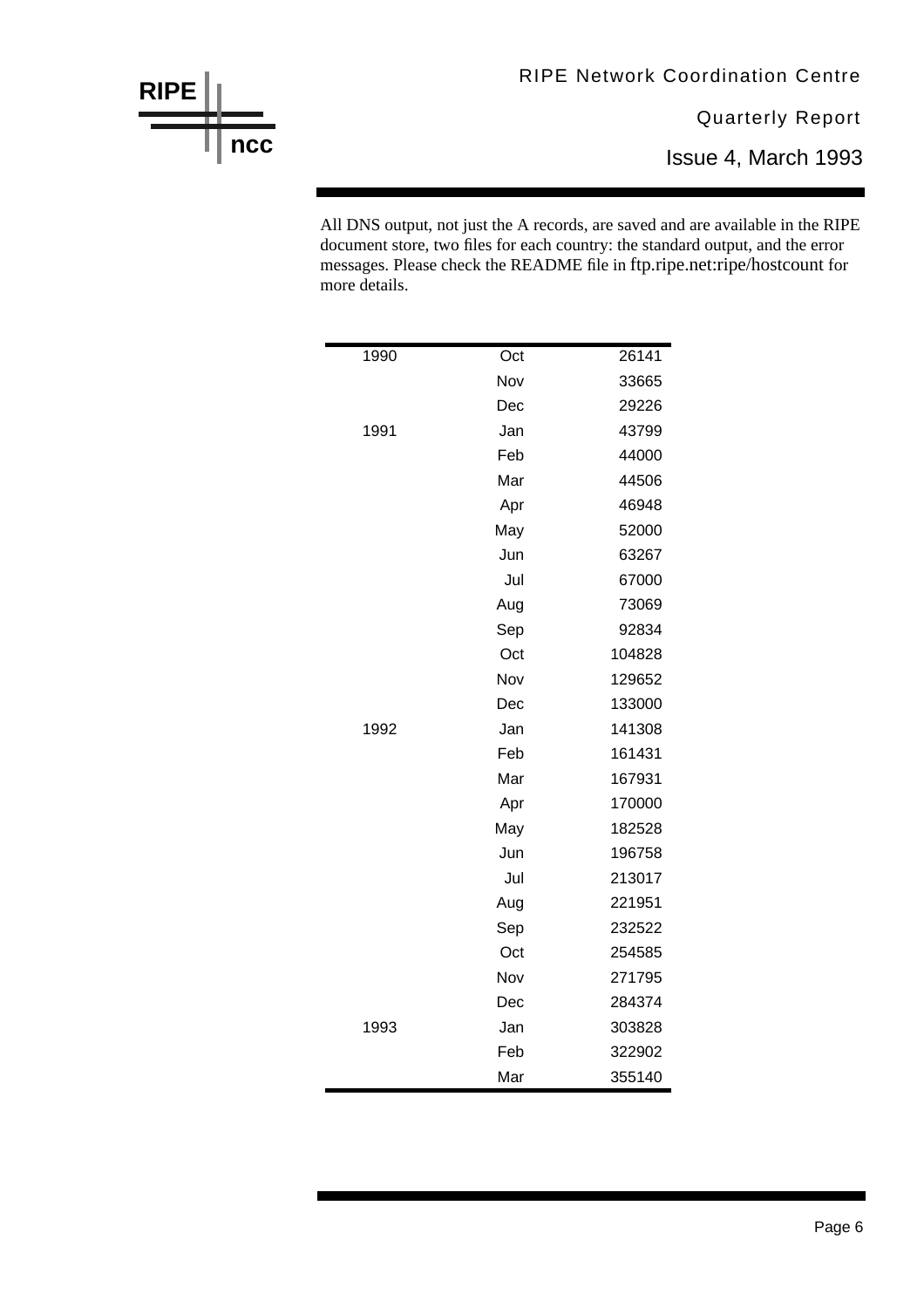All DNS output, not just the A records, are saved and are available in the RIPE document store, two files for each country: the standard output, and the error messages. Please check the README file in ftp.ripe.net:ripe/hostcount for more details.

| | | |
|---|---|---|
| 1990 | Oct | 26141 |
| | Nov | 33665 |
| | Dec | 29226 |
| 1991 | Jan | 43799 |
| | Feb | 44000 |
| | Mar | 44506 |
| | Apr | 46948 |
| | May | 52000 |
| | Jun | 63267 |
| | Jul | 67000 |
| | Aug | 73069 |
| | Sep | 92834 |
| | Oct | 104828 |
| | Nov | 129652 |
| | Dec | 133000 |
| 1992 | Jan | 141308 |
| | Feb | 161431 |
| | Mar | 167931 |
| | Apr | 170000 |
| | May | 182528 |
| | Jun | 196758 |
| | Jul | 213017 |
| | Aug | 221951 |
| | Sep | 232522 |
| | Oct | 254585 |
| | Nov | 271795 |
| | Dec | 284374 |
| 1993 | Jan | 303828 |
| | Feb | 322902 |
| | Mar | 355140 |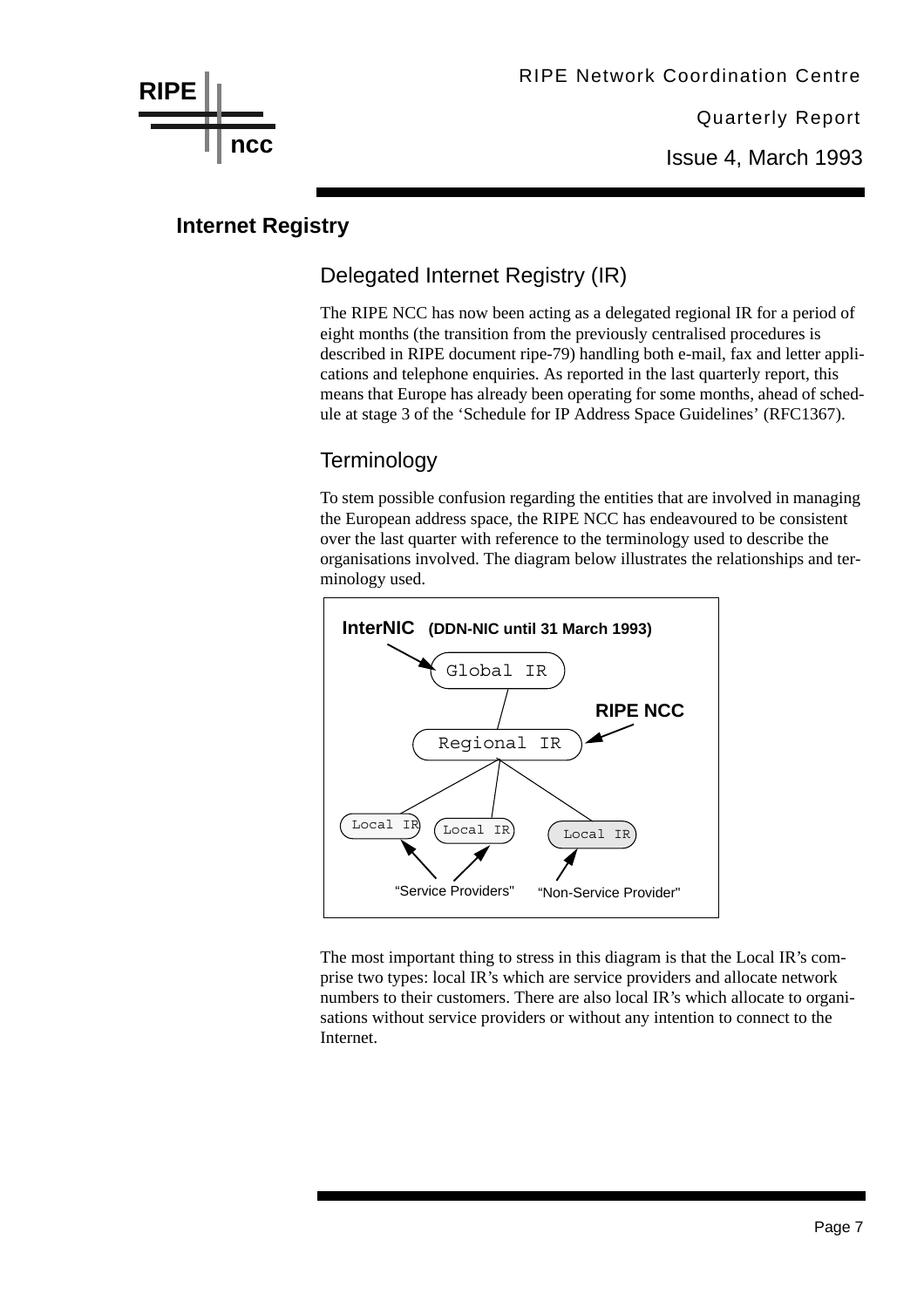## Internet Registry

### Delegated Internet Registry (IR)

The RIPE NCC has now been acting as a delegated regional IR for a period of eight months (the transition from the previously centralised procedures is described in RIPE document ripe-79) handling both e-mail, fax and letter applications and telephone enquiries. As reported in the last quarterly report, this means that Europe has already been operating for some months, ahead of schedule at stage 3 of the 'Schedule for IP Address Space Guidelines' (RFC1367).

### Terminology

To stem possible confusion regarding the entities that are involved in managing the European address space, the RIPE NCC has endeavoured to be consistent over the last quarter with reference to the terminology used to describe the organisations involved. The diagram below illustrates the relationships and terminology used.

**InterNIC** **(DDN-NIC until 31 March 1993)**

Global IR

**RIPE NCC**

Regional IR

Local IR

Local IR

Local IR

"Service Providers"

"Non-Service Provider"

The most important thing to stress in this diagram is that the Local IR's comprise two types: local IR's which are service providers and allocate network numbers to their customers. There are also local IR's which allocate to organisations without service providers or without any intention to connect to the Internet.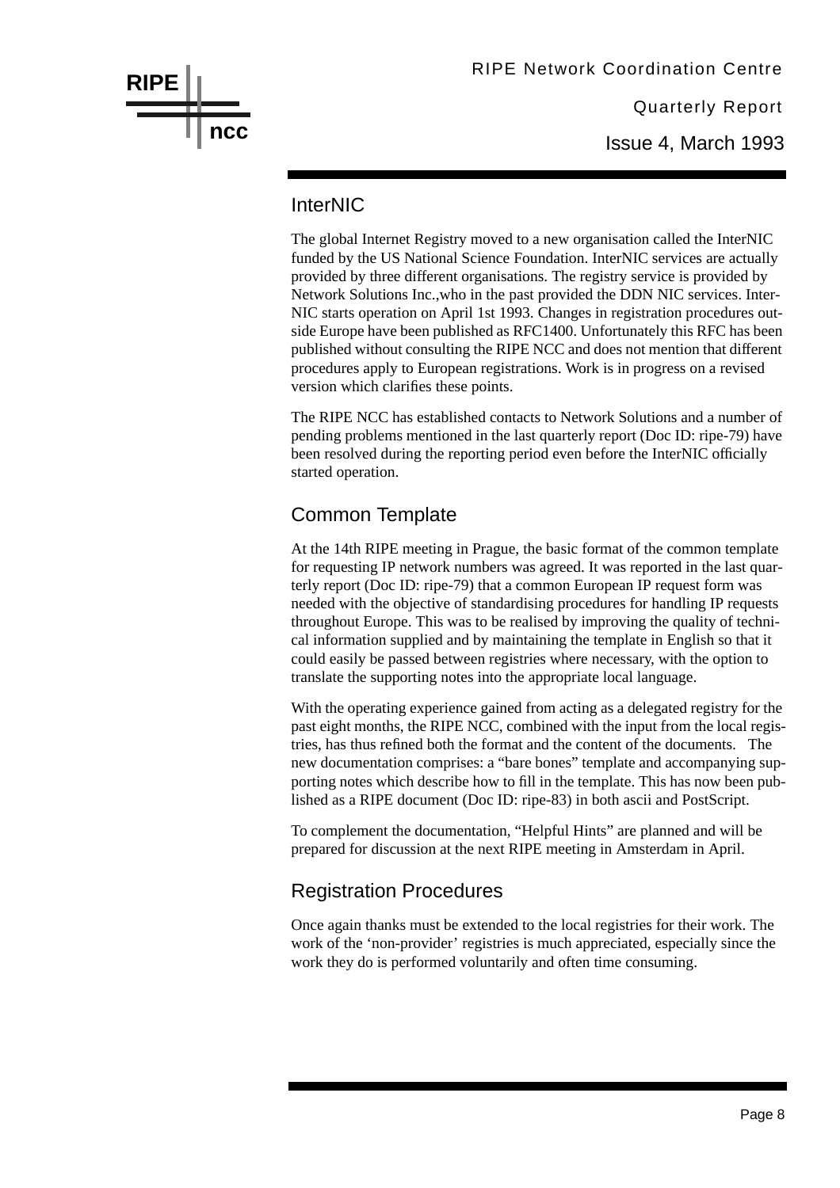## InterNIC

The global Internet Registry moved to a new organisation called the InterNIC funded by the US National Science Foundation. InterNIC services are actually provided by three different organisations. The registry service is provided by Network Solutions Inc.,who in the past provided the DDN NIC services. InterNIC starts operation on April 1st 1993. Changes in registration procedures outside Europe have been published as RFC1400. Unfortunately this RFC has been published without consulting the RIPE NCC and does not mention that different procedures apply to European registrations. Work is in progress on a revised version which clarifies these points.

The RIPE NCC has established contacts to Network Solutions and a number of pending problems mentioned in the last quarterly report (Doc ID: ripe-79) have been resolved during the reporting period even before the InterNIC officially started operation.

## Common Template

At the 14th RIPE meeting in Prague, the basic format of the common template for requesting IP network numbers was agreed. It was reported in the last quarterly report (Doc ID: ripe-79) that a common European IP request form was needed with the objective of standardising procedures for handling IP requests throughout Europe. This was to be realised by improving the quality of technical information supplied and by maintaining the template in English so that it could easily be passed between registries where necessary, with the option to translate the supporting notes into the appropriate local language.

With the operating experience gained from acting as a delegated registry for the past eight months, the RIPE NCC, combined with the input from the local registries, has thus refined both the format and the content of the documents. The new documentation comprises: a "bare bones" template and accompanying supporting notes which describe how to fill in the template. This has now been published as a RIPE document (Doc ID: ripe-83) in both ascii and PostScript.

To complement the documentation, "Helpful Hints" are planned and will be prepared for discussion at the next RIPE meeting in Amsterdam in April.

## Registration Procedures

Once again thanks must be extended to the local registries for their work. The work of the 'non-provider' registries is much appreciated, especially since the work they do is performed voluntarily and often time consuming.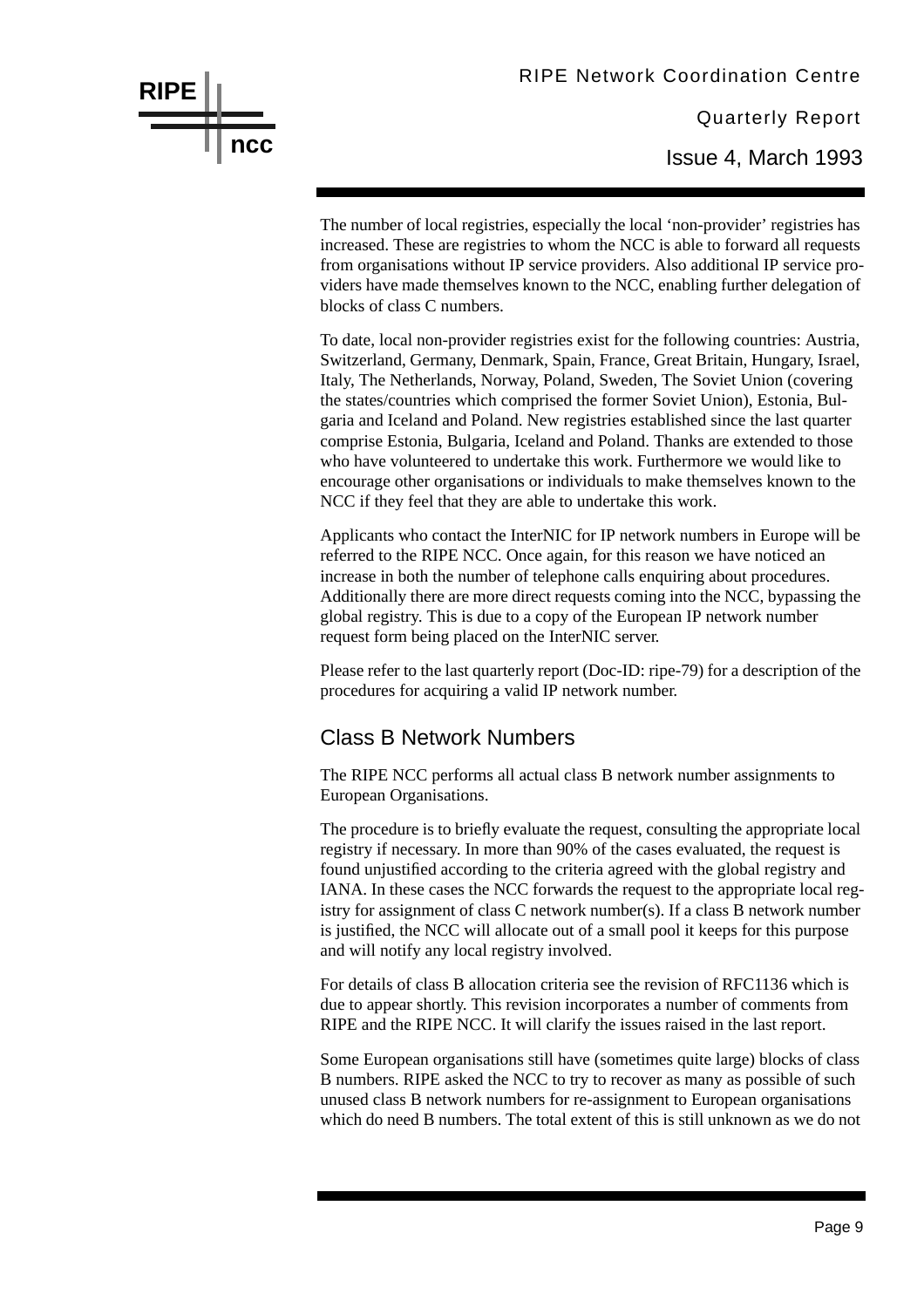The number of local registries, especially the local 'non-provider' registries has increased. These are registries to whom the NCC is able to forward all requests from organisations without IP service providers. Also additional IP service providers have made themselves known to the NCC, enabling further delegation of blocks of class C numbers.

To date, local non-provider registries exist for the following countries: Austria, Switzerland, Germany, Denmark, Spain, France, Great Britain, Hungary, Israel, Italy, The Netherlands, Norway, Poland, Sweden, The Soviet Union (covering the states/countries which comprised the former Soviet Union), Estonia, Bulgaria and Iceland and Poland. New registries established since the last quarter comprise Estonia, Bulgaria, Iceland and Poland. Thanks are extended to those who have volunteered to undertake this work. Furthermore we would like to encourage other organisations or individuals to make themselves known to the NCC if they feel that they are able to undertake this work.

Applicants who contact the InterNIC for IP network numbers in Europe will be referred to the RIPE NCC. Once again, for this reason we have noticed an increase in both the number of telephone calls enquiring about procedures. Additionally there are more direct requests coming into the NCC, bypassing the global registry. This is due to a copy of the European IP network number request form being placed on the InterNIC server.

Please refer to the last quarterly report (Doc-ID: ripe-79) for a description of the procedures for acquiring a valid IP network number.

## Class B Network Numbers

The RIPE NCC performs all actual class B network number assignments to European Organisations.

The procedure is to briefly evaluate the request, consulting the appropriate local registry if necessary. In more than 90% of the cases evaluated, the request is found unjustified according to the criteria agreed with the global registry and IANA. In these cases the NCC forwards the request to the appropriate local registry for assignment of class C network number(s). If a class B network number is justified, the NCC will allocate out of a small pool it keeps for this purpose and will notify any local registry involved.

For details of class B allocation criteria see the revision of RFC1136 which is due to appear shortly. This revision incorporates a number of comments from RIPE and the RIPE NCC. It will clarify the issues raised in the last report.

Some European organisations still have (sometimes quite large) blocks of class B numbers. RIPE asked the NCC to try to recover as many as possible of such unused class B network numbers for re-assignment to European organisations which do need B numbers. The total extent of this is still unknown as we do not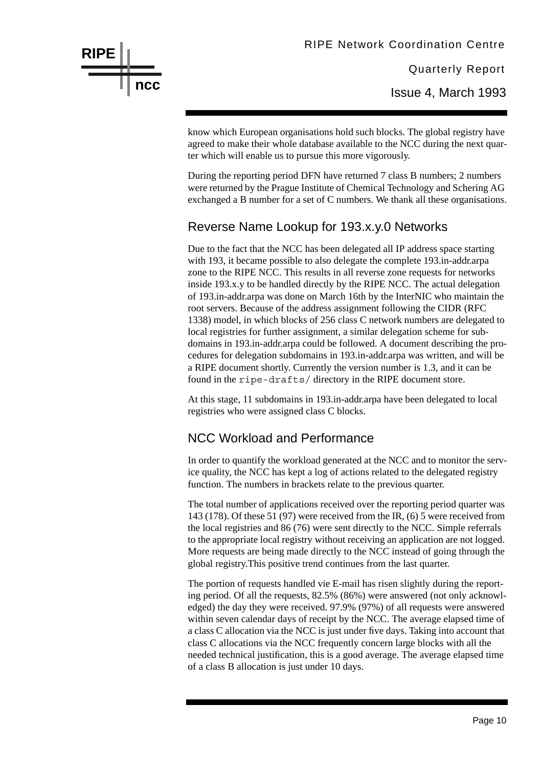know which European organisations hold such blocks. The global registry have agreed to make their whole database available to the NCC during the next quarter which will enable us to pursue this more vigorously.

During the reporting period DFN have returned 7 class B numbers; 2 numbers were returned by the Prague Institute of Chemical Technology and Schering AG exchanged a B number for a set of C numbers. We thank all these organisations.

## Reverse Name Lookup for 193.x.y.0 Networks

Due to the fact that the NCC has been delegated all IP address space starting with 193, it became possible to also delegate the complete 193.in-addr.arpa zone to the RIPE NCC. This results in all reverse zone requests for networks inside 193.x.y to be handled directly by the RIPE NCC. The actual delegation of 193.in-addr.arpa was done on March 16th by the InterNIC who maintain the root servers. Because of the address assignment following the CIDR (RFC 1338) model, in which blocks of 256 class C network numbers are delegated to local registries for further assignment, a similar delegation scheme for subdomains in 193.in-addr.arpa could be followed. A document describing the procedures for delegation subdomains in 193.in-addr.arpa was written, and will be a RIPE document shortly. Currently the version number is 1.3, and it can be found in the `ripe-drafts/` directory in the RIPE document store.

At this stage, 11 subdomains in 193.in-addr.arpa have been delegated to local registries who were assigned class C blocks.

## NCC Workload and Performance

In order to quantify the workload generated at the NCC and to monitor the service quality, the NCC has kept a log of actions related to the delegated registry function. The numbers in brackets relate to the previous quarter.

The total number of applications received over the reporting period quarter was 143 (178). Of these 51 (97) were received from the IR, (6) 5 were received from the local registries and 86 (76) were sent directly to the NCC. Simple referrals to the appropriate local registry without receiving an application are not logged. More requests are being made directly to the NCC instead of going through the global registry.This positive trend continues from the last quarter.

The portion of requests handled vie E-mail has risen slightly during the reporting period. Of all the requests, 82.5% (86%) were answered (not only acknowledged) the day they were received. 97.9% (97%) of all requests were answered within seven calendar days of receipt by the NCC. The average elapsed time of a class C allocation via the NCC is just under five days. Taking into account that class C allocations via the NCC frequently concern large blocks with all the needed technical justification, this is a good average. The average elapsed time of a class B allocation is just under 10 days.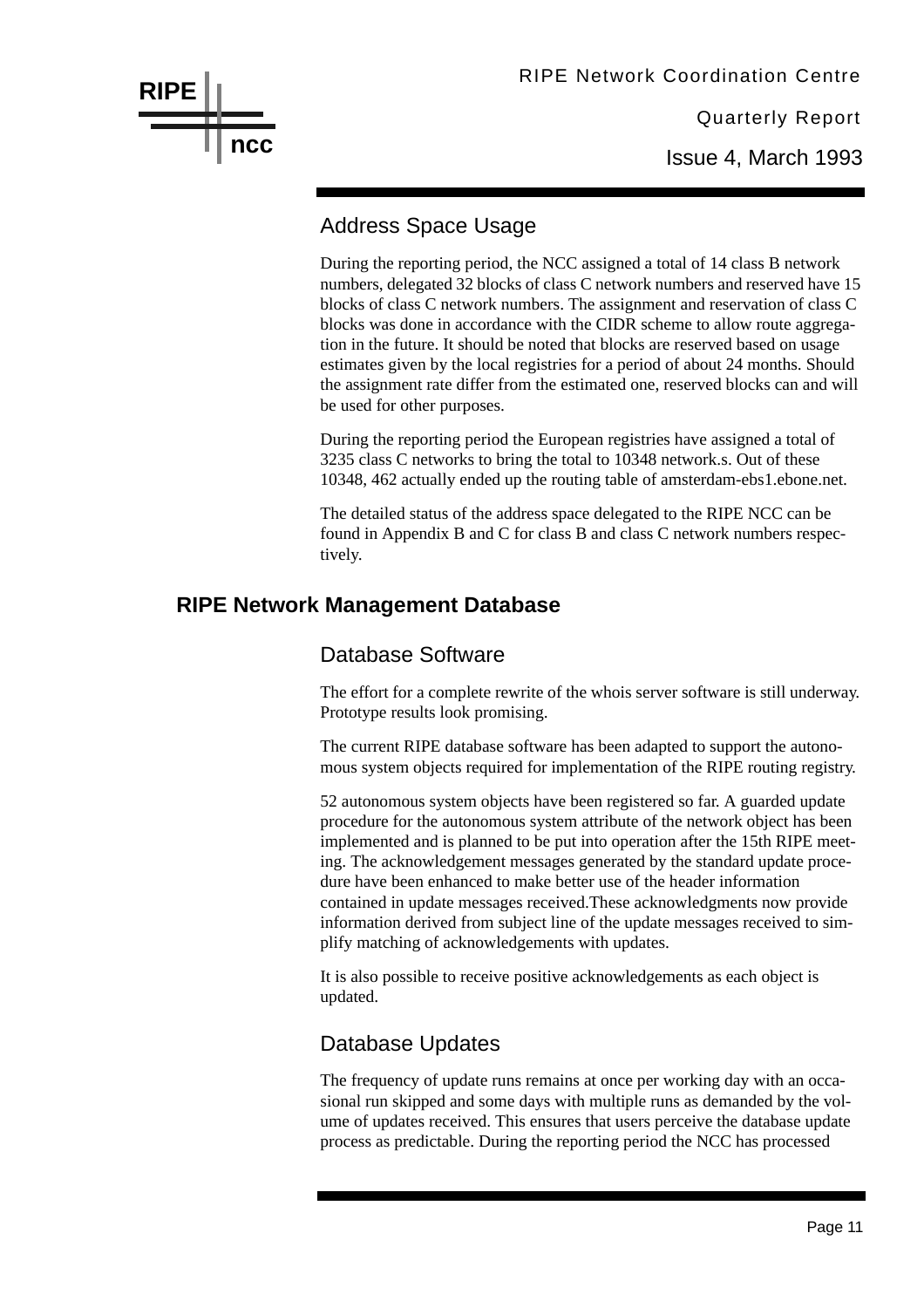### Address Space Usage

During the reporting period, the NCC assigned a total of 14 class B network numbers, delegated 32 blocks of class C network numbers and reserved have 15 blocks of class C network numbers. The assignment and reservation of class C blocks was done in accordance with the CIDR scheme to allow route aggregation in the future. It should be noted that blocks are reserved based on usage estimates given by the local registries for a period of about 24 months. Should the assignment rate differ from the estimated one, reserved blocks can and will be used for other purposes.

During the reporting period the European registries have assigned a total of 3235 class C networks to bring the total to 10348 network.s. Out of these 10348, 462 actually ended up the routing table of amsterdam-ebs1.ebone.net.

The detailed status of the address space delegated to the RIPE NCC can be found in Appendix B and C for class B and class C network numbers respectively.

## RIPE Network Management Database

### Database Software

The effort for a complete rewrite of the whois server software is still underway. Prototype results look promising.

The current RIPE database software has been adapted to support the autonomous system objects required for implementation of the RIPE routing registry.

52 autonomous system objects have been registered so far. A guarded update procedure for the autonomous system attribute of the network object has been implemented and is planned to be put into operation after the 15th RIPE meeting. The acknowledgement messages generated by the standard update procedure have been enhanced to make better use of the header information contained in update messages received.These acknowledgments now provide information derived from subject line of the update messages received to simplify matching of acknowledgements with updates.

It is also possible to receive positive acknowledgements as each object is updated.

### Database Updates

The frequency of update runs remains at once per working day with an occasional run skipped and some days with multiple runs as demanded by the volume of updates received. This ensures that users perceive the database update process as predictable. During the reporting period the NCC has processed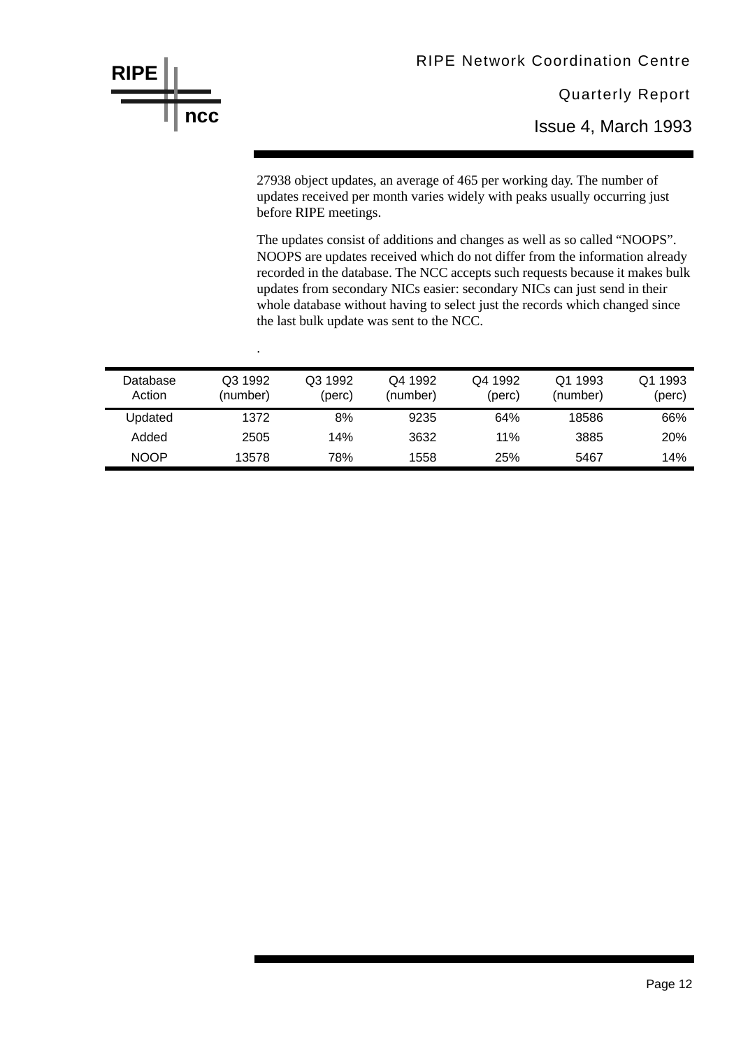27938 object updates, an average of 465 per working day. The number of updates received per month varies widely with peaks usually occurring just before RIPE meetings.

The updates consist of additions and changes as well as so called “NOOPS”. NOOPS are updates received which do not differ from the information already recorded in the database. The NCC accepts such requests because it makes bulk updates from secondary NICs easier: secondary NICs can just send in their whole database without having to select just the records which changed since the last bulk update was sent to the NCC.

.

| Database Action | Q3 1992 (number) | Q3 1992 (perc) | Q4 1992 (number) | Q4 1992 (perc) | Q1 1993 (number) | Q1 1993 (perc) |
|---|---|---|---|---|---|---|
| Updated | 1372 | 8% | 9235 | 64% | 18586 | 66% |
| Added | 2505 | 14% | 3632 | 11% | 3885 | 20% |
| NOOP | 13578 | 78% | 1558 | 25% | 5467 | 14% |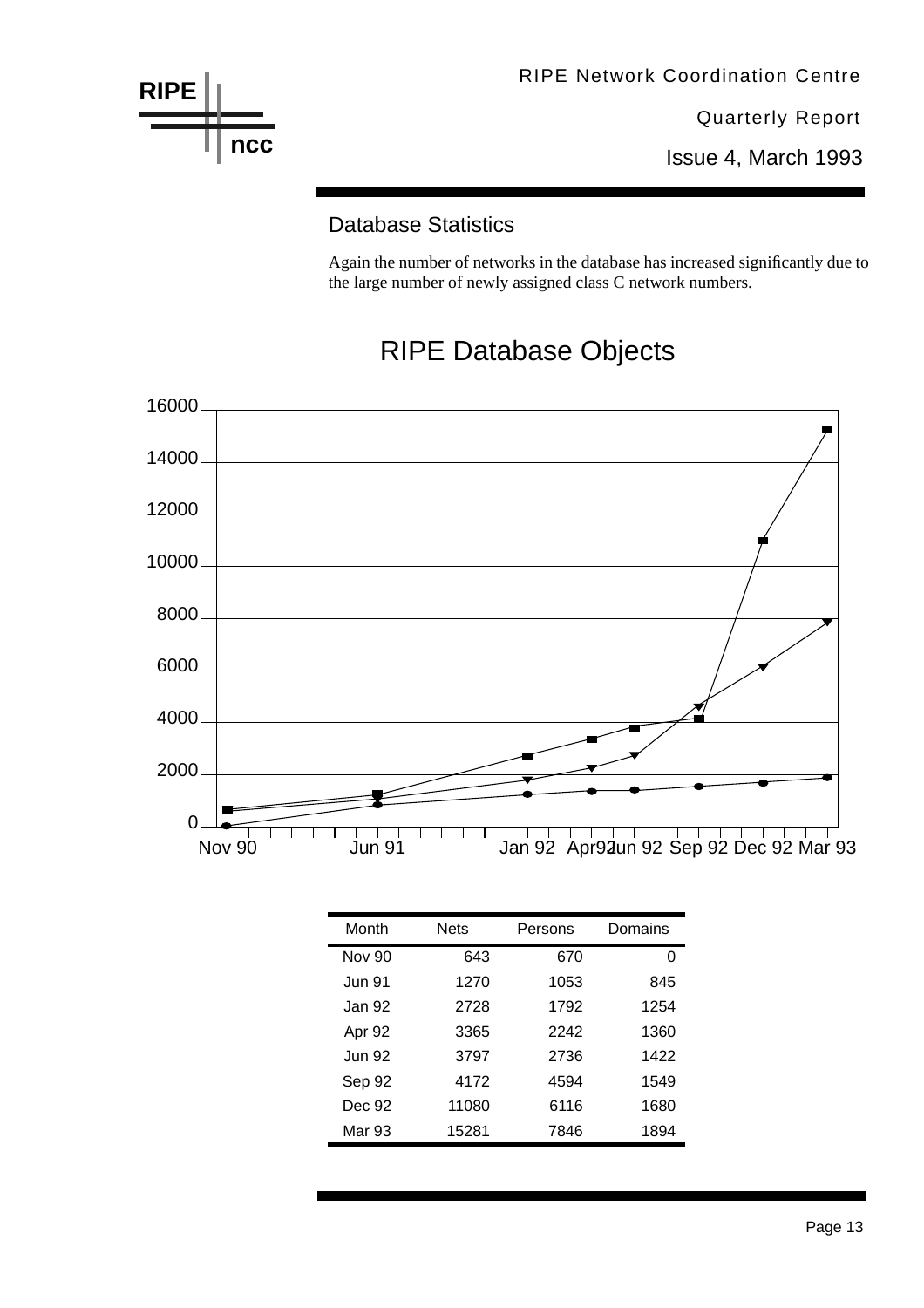## Database Statistics

Again the number of networks in the database has increased significantly due to the large number of newly assigned class C network numbers.

RIPE Database Objects

16000
14000
12000
10000
8000
6000
4000
2000
0

Nov 90 Jun 91 Jan 92 Apr92 Jun 92 Sep 92 Dec 92 Mar 93

| Month | Nets | Persons | Domains |
|---|---|---|---|
| Nov 90 | 643 | 670 | 0 |
| Jun 91 | 1270 | 1053 | 845 |
| Jan 92 | 2728 | 1792 | 1254 |
| Apr 92 | 3365 | 2242 | 1360 |
| Jun 92 | 3797 | 2736 | 1422 |
| Sep 92 | 4172 | 4594 | 1549 |
| Dec 92 | 11080 | 6116 | 1680 |
| Mar 93 | 15281 | 7846 | 1894 |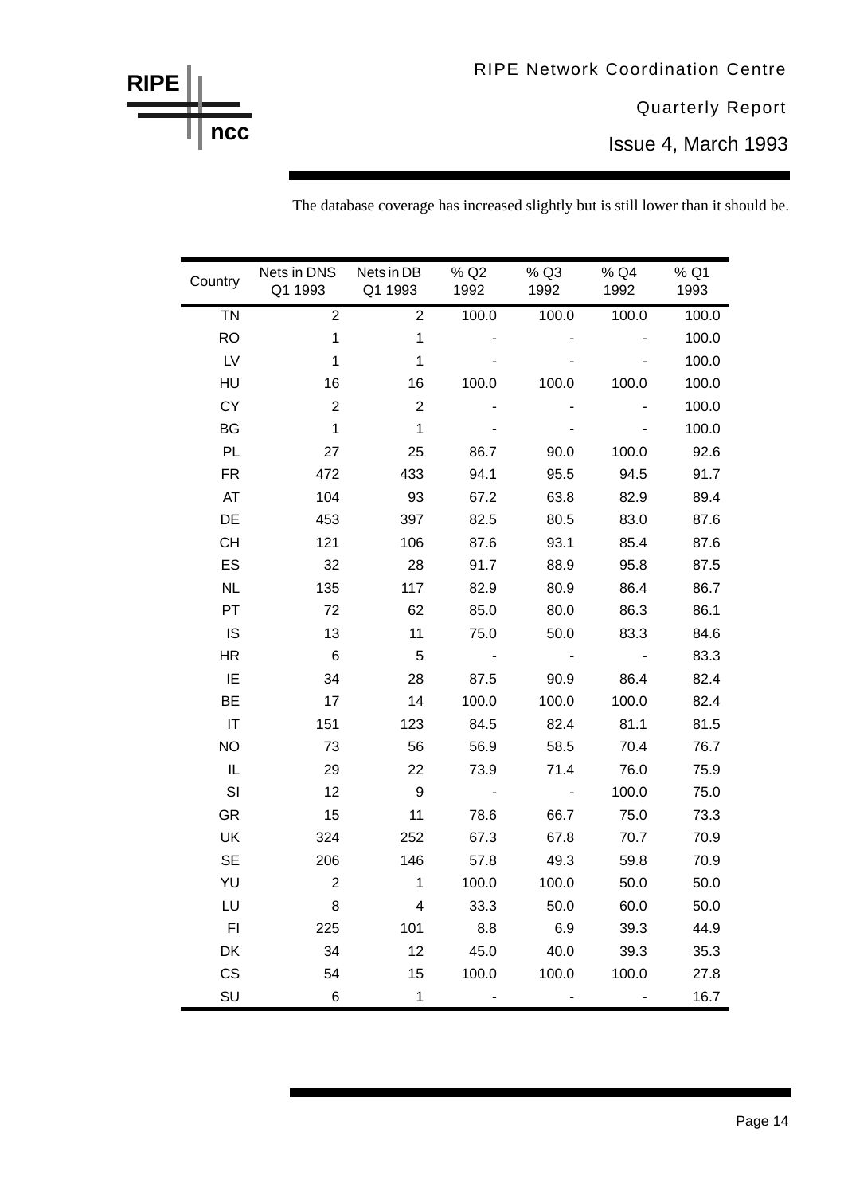The database coverage has increased slightly but is still lower than it should be.

| Country | Nets in DNS Q1 1993 | Nets in DB Q1 1993 | % Q2 1992 | % Q3 1992 | % Q4 1992 | % Q1 1993 |
|---|---|---|---|---|---|---|
| TN | 2 | 2 | 100.0 | 100.0 | 100.0 | 100.0 |
| RO | 1 | 1 | - | - | - | 100.0 |
| LV | 1 | 1 | - | - | - | 100.0 |
| HU | 16 | 16 | 100.0 | 100.0 | 100.0 | 100.0 |
| CY | 2 | 2 | - | - | - | 100.0 |
| BG | 1 | 1 | - | - | - | 100.0 |
| PL | 27 | 25 | 86.7 | 90.0 | 100.0 | 92.6 |
| FR | 472 | 433 | 94.1 | 95.5 | 94.5 | 91.7 |
| AT | 104 | 93 | 67.2 | 63.8 | 82.9 | 89.4 |
| DE | 453 | 397 | 82.5 | 80.5 | 83.0 | 87.6 |
| CH | 121 | 106 | 87.6 | 93.1 | 85.4 | 87.6 |
| ES | 32 | 28 | 91.7 | 88.9 | 95.8 | 87.5 |
| NL | 135 | 117 | 82.9 | 80.9 | 86.4 | 86.7 |
| PT | 72 | 62 | 85.0 | 80.0 | 86.3 | 86.1 |
| IS | 13 | 11 | 75.0 | 50.0 | 83.3 | 84.6 |
| HR | 6 | 5 | - | - | - | 83.3 |
| IE | 34 | 28 | 87.5 | 90.9 | 86.4 | 82.4 |
| BE | 17 | 14 | 100.0 | 100.0 | 100.0 | 82.4 |
| IT | 151 | 123 | 84.5 | 82.4 | 81.1 | 81.5 |
| NO | 73 | 56 | 56.9 | 58.5 | 70.4 | 76.7 |
| IL | 29 | 22 | 73.9 | 71.4 | 76.0 | 75.9 |
| SI | 12 | 9 | - | - | 100.0 | 75.0 |
| GR | 15 | 11 | 78.6 | 66.7 | 75.0 | 73.3 |
| UK | 324 | 252 | 67.3 | 67.8 | 70.7 | 70.9 |
| SE | 206 | 146 | 57.8 | 49.3 | 59.8 | 70.9 |
| YU | 2 | 1 | 100.0 | 100.0 | 50.0 | 50.0 |
| LU | 8 | 4 | 33.3 | 50.0 | 60.0 | 50.0 |
| FI | 225 | 101 | 8.8 | 6.9 | 39.3 | 44.9 |
| DK | 34 | 12 | 45.0 | 40.0 | 39.3 | 35.3 |
| CS | 54 | 15 | 100.0 | 100.0 | 100.0 | 27.8 |
| SU | 6 | 1 | - | - | - | 16.7 |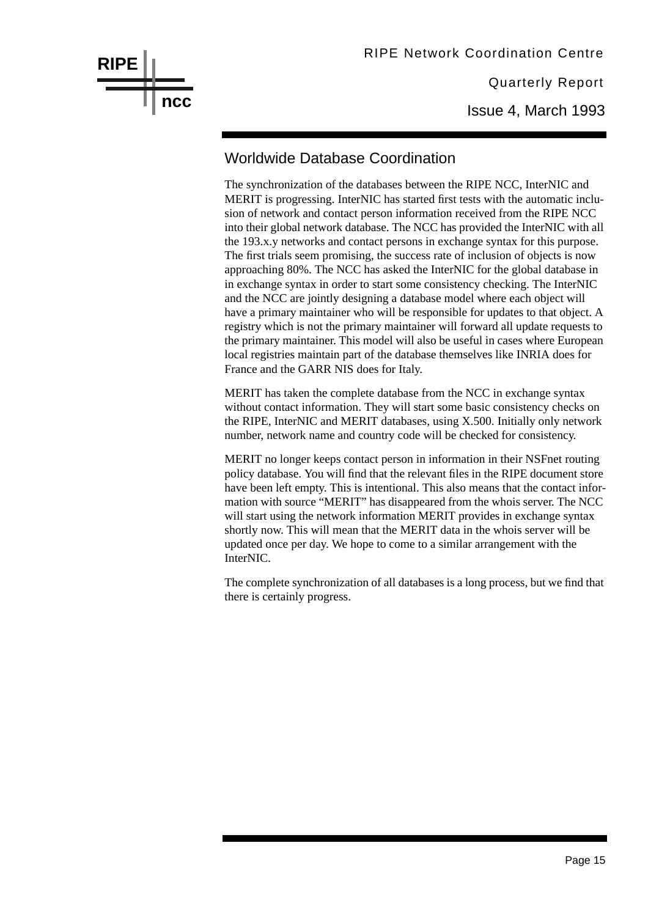## Worldwide Database Coordination

The synchronization of the databases between the RIPE NCC, InterNIC and MERIT is progressing. InterNIC has started first tests with the automatic inclusion of network and contact person information received from the RIPE NCC into their global network database. The NCC has provided the InterNIC with all the 193.x.y networks and contact persons in exchange syntax for this purpose. The first trials seem promising, the success rate of inclusion of objects is now approaching 80%. The NCC has asked the InterNIC for the global database in in exchange syntax in order to start some consistency checking. The InterNIC and the NCC are jointly designing a database model where each object will have a primary maintainer who will be responsible for updates to that object. A registry which is not the primary maintainer will forward all update requests to the primary maintainer. This model will also be useful in cases where European local registries maintain part of the database themselves like INRIA does for France and the GARR NIS does for Italy.

MERIT has taken the complete database from the NCC in exchange syntax without contact information. They will start some basic consistency checks on the RIPE, InterNIC and MERIT databases, using X.500. Initially only network number, network name and country code will be checked for consistency.

MERIT no longer keeps contact person in information in their NSFnet routing policy database. You will find that the relevant files in the RIPE document store have been left empty. This is intentional. This also means that the contact information with source "MERIT" has disappeared from the whois server. The NCC will start using the network information MERIT provides in exchange syntax shortly now. This will mean that the MERIT data in the whois server will be updated once per day. We hope to come to a similar arrangement with the InterNIC.

The complete synchronization of all databases is a long process, but we find that there is certainly progress.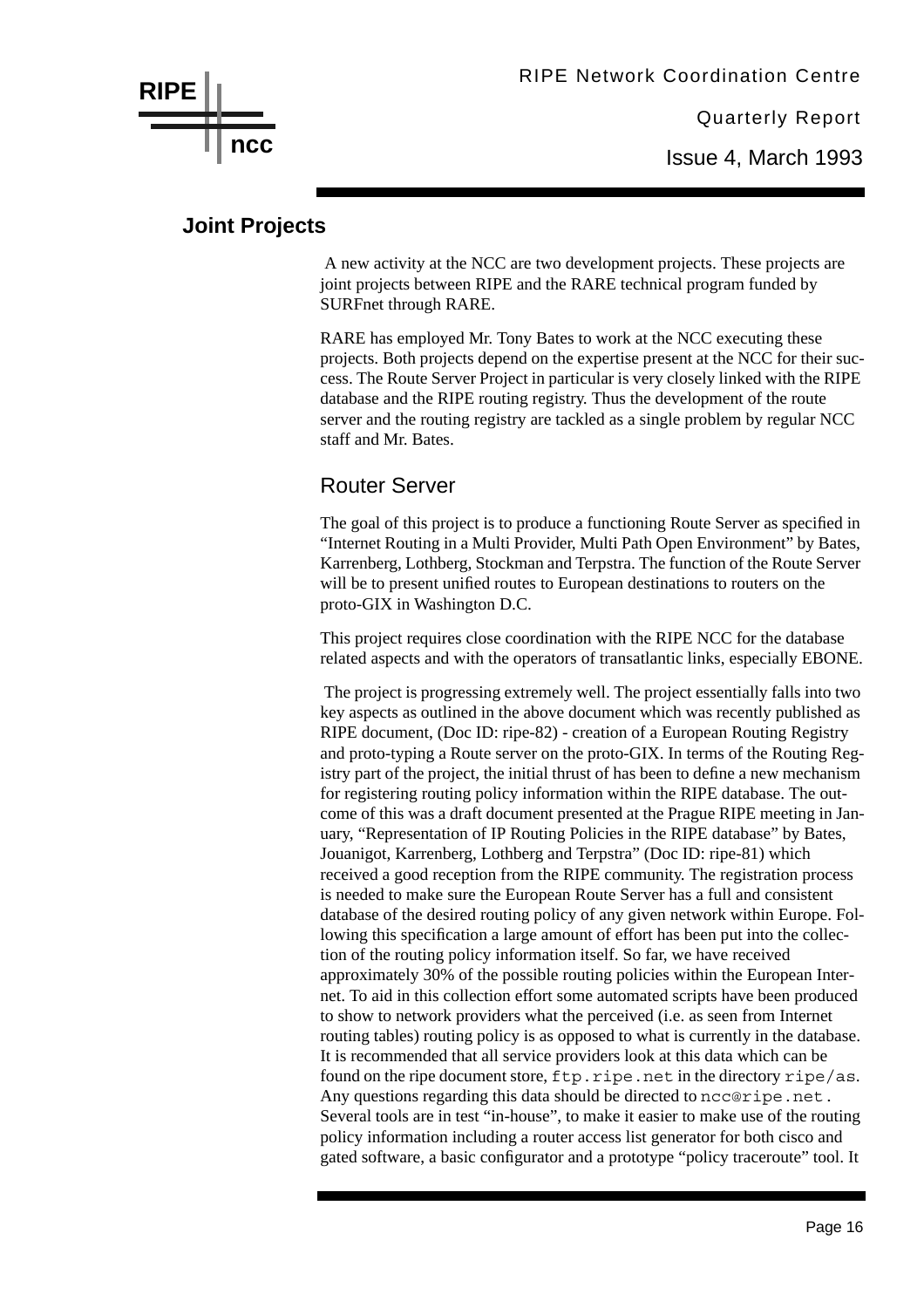## Joint Projects

A new activity at the NCC are two development projects. These projects are joint projects between RIPE and the RARE technical program funded by SURFnet through RARE.

RARE has employed Mr. Tony Bates to work at the NCC executing these projects. Both projects depend on the expertise present at the NCC for their success. The Route Server Project in particular is very closely linked with the RIPE database and the RIPE routing registry. Thus the development of the route server and the routing registry are tackled as a single problem by regular NCC staff and Mr. Bates.

### Router Server

The goal of this project is to produce a functioning Route Server as specified in "Internet Routing in a Multi Provider, Multi Path Open Environment" by Bates, Karrenberg, Lothberg, Stockman and Terpstra. The function of the Route Server will be to present unified routes to European destinations to routers on the proto-GIX in Washington D.C.

This project requires close coordination with the RIPE NCC for the database related aspects and with the operators of transatlantic links, especially EBONE.

The project is progressing extremely well. The project essentially falls into two key aspects as outlined in the above document which was recently published as RIPE document, (Doc ID: ripe-82) - creation of a European Routing Registry and proto-typing a Route server on the proto-GIX. In terms of the Routing Registry part of the project, the initial thrust of has been to define a new mechanism for registering routing policy information within the RIPE database. The outcome of this was a draft document presented at the Prague RIPE meeting in January, "Representation of IP Routing Policies in the RIPE database" by Bates, Jouanigot, Karrenberg, Lothberg and Terpstra" (Doc ID: ripe-81) which received a good reception from the RIPE community. The registration process is needed to make sure the European Route Server has a full and consistent database of the desired routing policy of any given network within Europe. Following this specification a large amount of effort has been put into the collection of the routing policy information itself. So far, we have received approximately 30% of the possible routing policies within the European Internet. To aid in this collection effort some automated scripts have been produced to show to network providers what the perceived (i.e. as seen from Internet routing tables) routing policy is as opposed to what is currently in the database. It is recommended that all service providers look at this data which can be found on the ripe document store, `ftp.ripe.net` in the directory `ripe/as`. Any questions regarding this data should be directed to `ncc@ripe.net`. Several tools are in test "in-house", to make it easier to make use of the routing policy information including a router access list generator for both cisco and gated software, a basic configurator and a prototype "policy traceroute" tool. It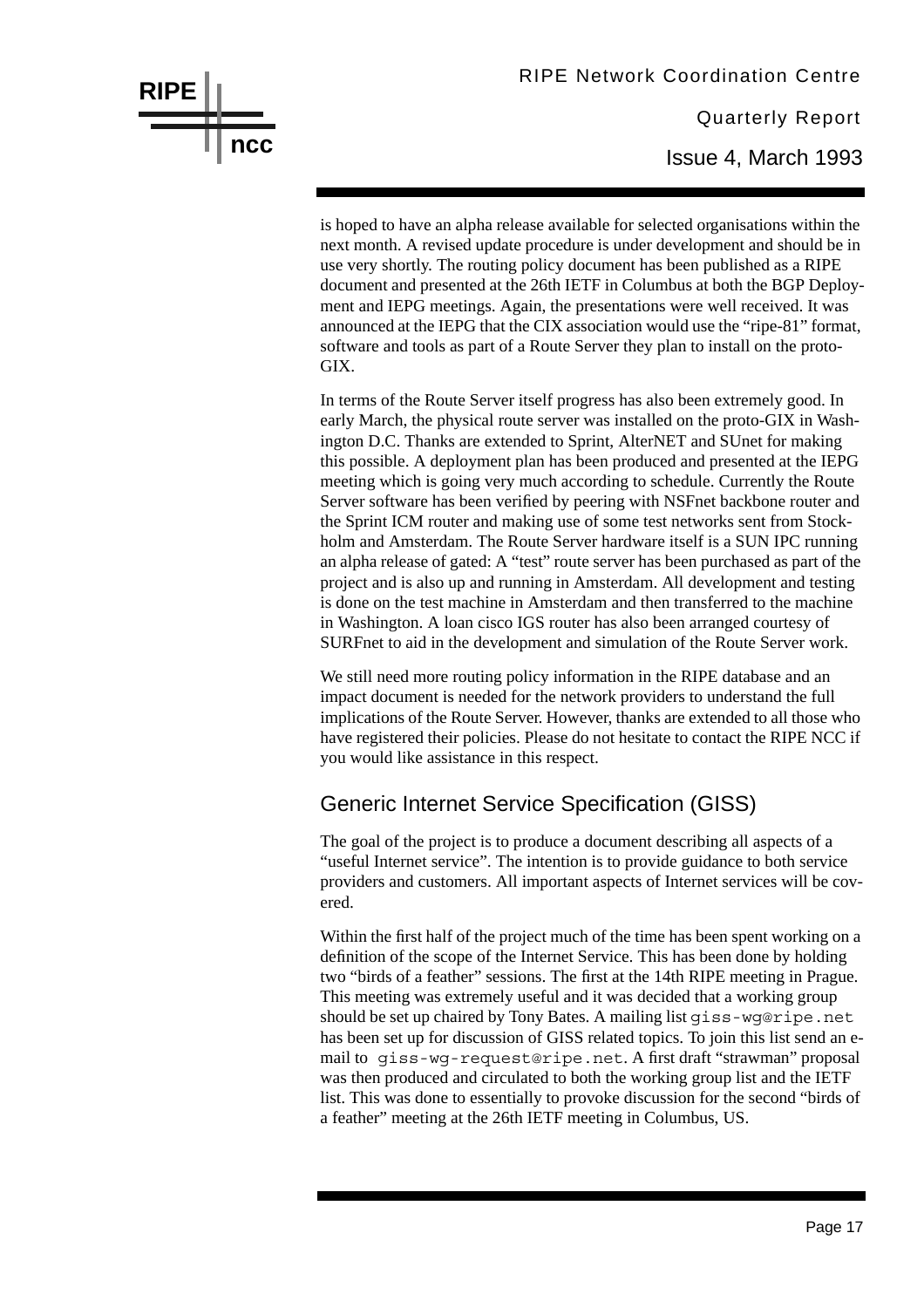is hoped to have an alpha release available for selected organisations within the next month. A revised update procedure is under development and should be in use very shortly. The routing policy document has been published as a RIPE document and presented at the 26th IETF in Columbus at both the BGP Deployment and IEPG meetings. Again, the presentations were well received. It was announced at the IEPG that the CIX association would use the "ripe-81" format, software and tools as part of a Route Server they plan to install on the proto-GIX.

In terms of the Route Server itself progress has also been extremely good. In early March, the physical route server was installed on the proto-GIX in Washington D.C. Thanks are extended to Sprint, AlterNET and SUnet for making this possible. A deployment plan has been produced and presented at the IEPG meeting which is going very much according to schedule. Currently the Route Server software has been verified by peering with NSFnet backbone router and the Sprint ICM router and making use of some test networks sent from Stockholm and Amsterdam. The Route Server hardware itself is a SUN IPC running an alpha release of gated: A "test" route server has been purchased as part of the project and is also up and running in Amsterdam. All development and testing is done on the test machine in Amsterdam and then transferred to the machine in Washington. A loan cisco IGS router has also been arranged courtesy of SURFnet to aid in the development and simulation of the Route Server work.

We still need more routing policy information in the RIPE database and an impact document is needed for the network providers to understand the full implications of the Route Server. However, thanks are extended to all those who have registered their policies. Please do not hesitate to contact the RIPE NCC if you would like assistance in this respect.

## Generic Internet Service Specification (GISS)

The goal of the project is to produce a document describing all aspects of a "useful Internet service". The intention is to provide guidance to both service providers and customers. All important aspects of Internet services will be covered.

Within the first half of the project much of the time has been spent working on a definition of the scope of the Internet Service. This has been done by holding two "birds of a feather" sessions. The first at the 14th RIPE meeting in Prague. This meeting was extremely useful and it was decided that a working group should be set up chaired by Tony Bates. A mailing list `giss-wg@ripe.net` has been set up for discussion of GISS related topics. To join this list send an e-mail to `giss-wg-request@ripe.net`. A first draft "strawman" proposal was then produced and circulated to both the working group list and the IETF list. This was done to essentially to provoke discussion for the second "birds of a feather" meeting at the 26th IETF meeting in Columbus, US.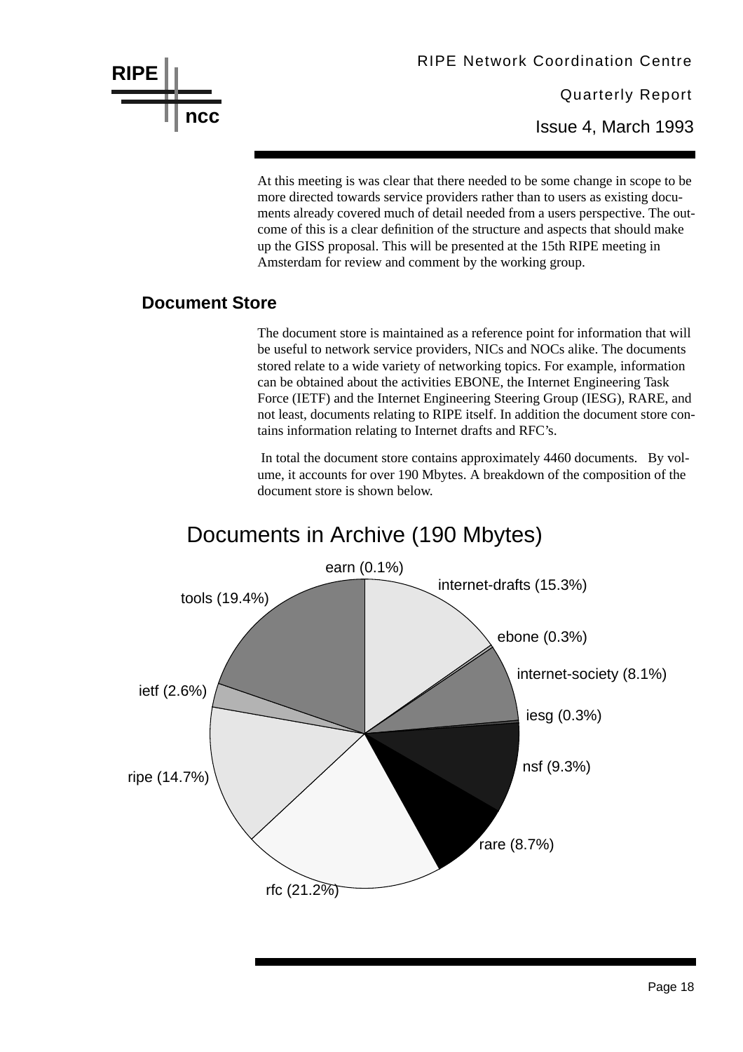At this meeting is was clear that there needed to be some change in scope to be more directed towards service providers rather than to users as existing documents already covered much of detail needed from a users perspective. The outcome of this is a clear definition of the structure and aspects that should make up the GISS proposal. This will be presented at the 15th RIPE meeting in Amsterdam for review and comment by the working group.

## Document Store

The document store is maintained as a reference point for information that will be useful to network service providers, NICs and NOCs alike. The documents stored relate to a wide variety of networking topics. For example, information can be obtained about the activities EBONE, the Internet Engineering Task Force (IETF) and the Internet Engineering Steering Group (IESG), RARE, and not least, documents relating to RIPE itself. In addition the document store contains information relating to Internet drafts and RFC's.

In total the document store contains approximately 4460 documents. By volume, it accounts for over 190 Mbytes. A breakdown of the composition of the document store is shown below.

Documents in Archive (190 Mbytes)

| Category | Share |
|---|---|
| earn | 0.1% |
| internet-drafts | 15.3% |
| ebone | 0.3% |
| internet-society | 8.1% |
| iesg | 0.3% |
| nsf | 9.3% |
| rare | 8.7% |
| rfc | 21.2% |
| ripe | 14.7% |
| ietf | 2.6% |
| tools | 19.4% |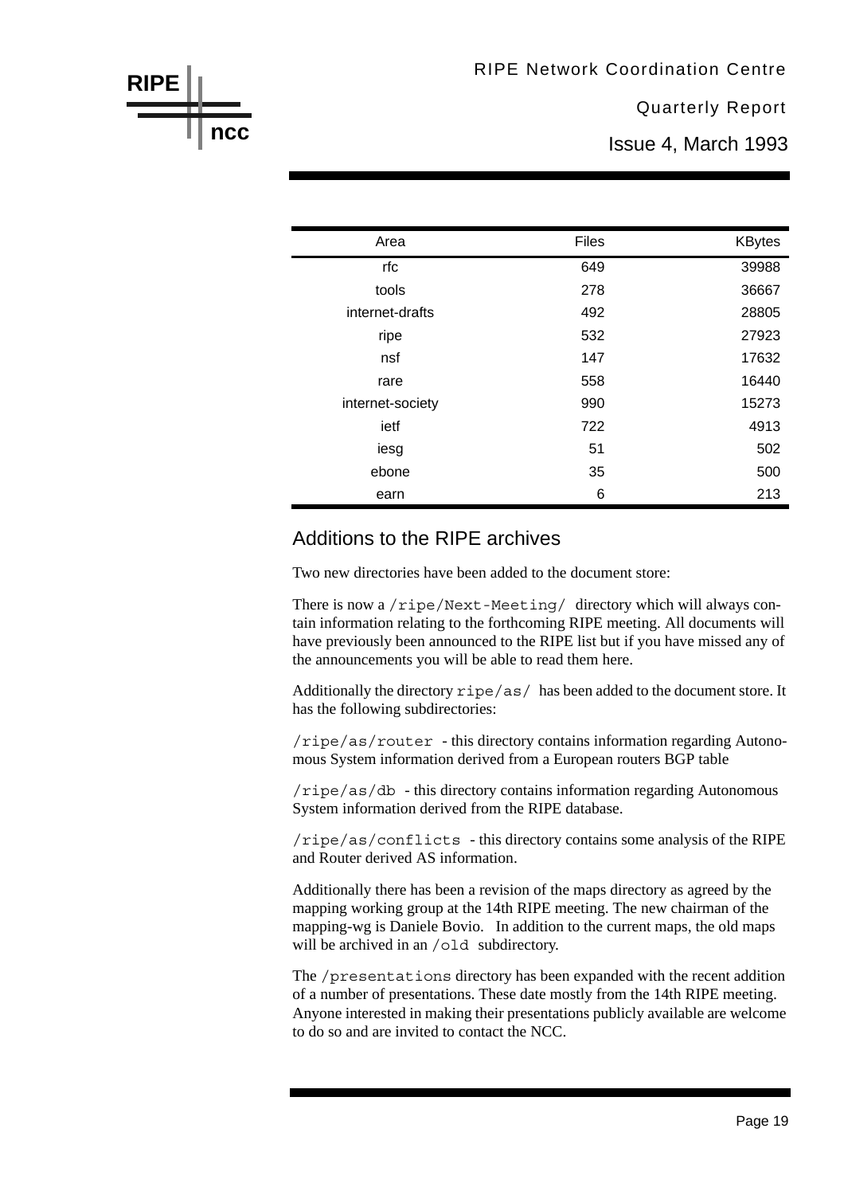| Area | Files | KBytes |
|---|---|---|
| rfc | 649 | 39988 |
| tools | 278 | 36667 |
| internet-drafts | 492 | 28805 |
| ripe | 532 | 27923 |
| nsf | 147 | 17632 |
| rare | 558 | 16440 |
| internet-society | 990 | 15273 |
| ietf | 722 | 4913 |
| iesg | 51 | 502 |
| ebone | 35 | 500 |
| earn | 6 | 213 |

## Additions to the RIPE archives

Two new directories have been added to the document store:

There is now a `/ripe/Next-Meeting/` directory which will always contain information relating to the forthcoming RIPE meeting. All documents will have previously been announced to the RIPE list but if you have missed any of the announcements you will be able to read them here.

Additionally the directory `ripe/as/` has been added to the document store. It has the following subdirectories:

`/ripe/as/router` - this directory contains information regarding Autonomous System information derived from a European routers BGP table

`/ripe/as/db` - this directory contains information regarding Autonomous System information derived from the RIPE database.

`/ripe/as/conflicts` - this directory contains some analysis of the RIPE and Router derived AS information.

Additionally there has been a revision of the maps directory as agreed by the mapping working group at the 14th RIPE meeting. The new chairman of the mapping-wg is Daniele Bovio. In addition to the current maps, the old maps will be archived in an `/old` subdirectory.

The `/presentations` directory has been expanded with the recent addition of a number of presentations. These date mostly from the 14th RIPE meeting. Anyone interested in making their presentations publicly available are welcome to do so and are invited to contact the NCC.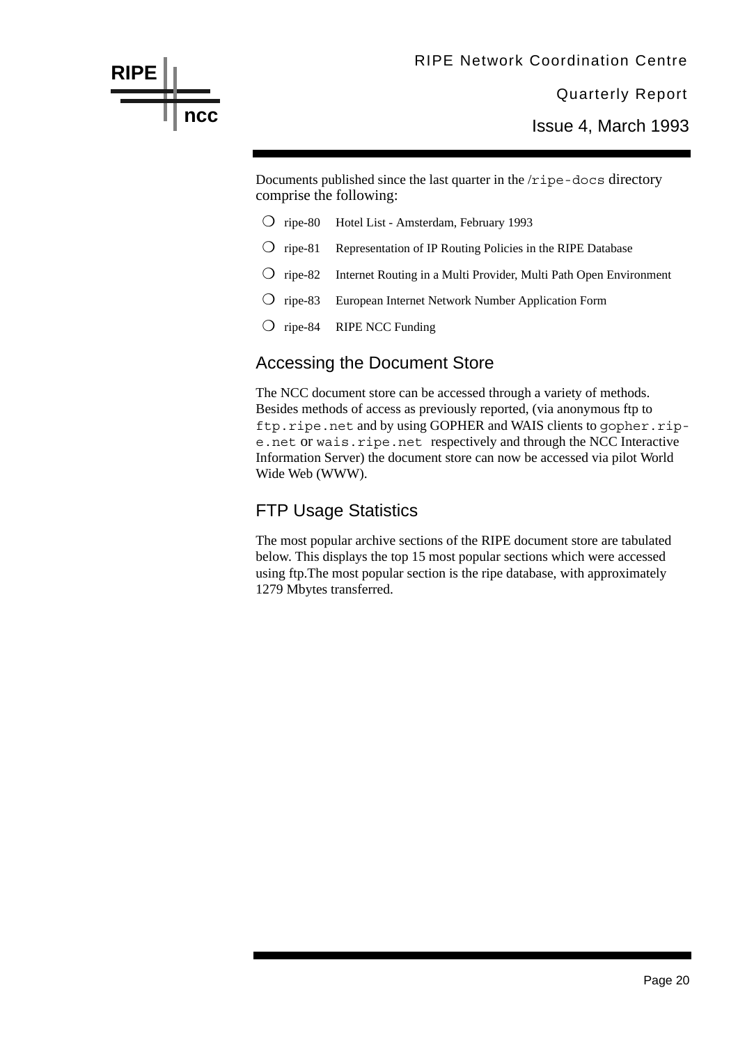Documents published since the last quarter in the /`ripe-docs` directory comprise the following:

- ripe-80 Hotel List - Amsterdam, February 1993
- ripe-81 Representation of IP Routing Policies in the RIPE Database
- ripe-82 Internet Routing in a Multi Provider, Multi Path Open Environment
- ripe-83 European Internet Network Number Application Form
- ripe-84 RIPE NCC Funding

## Accessing the Document Store

The NCC document store can be accessed through a variety of methods. Besides methods of access as previously reported, (via anonymous ftp to `ftp.ripe.net` and by using GOPHER and WAIS clients to `gopher.ripe.net` or `wais.ripe.net` respectively and through the NCC Interactive Information Server) the document store can now be accessed via pilot World Wide Web (WWW).

## FTP Usage Statistics

The most popular archive sections of the RIPE document store are tabulated below. This displays the top 15 most popular sections which were accessed using ftp.The most popular section is the ripe database, with approximately 1279 Mbytes transferred.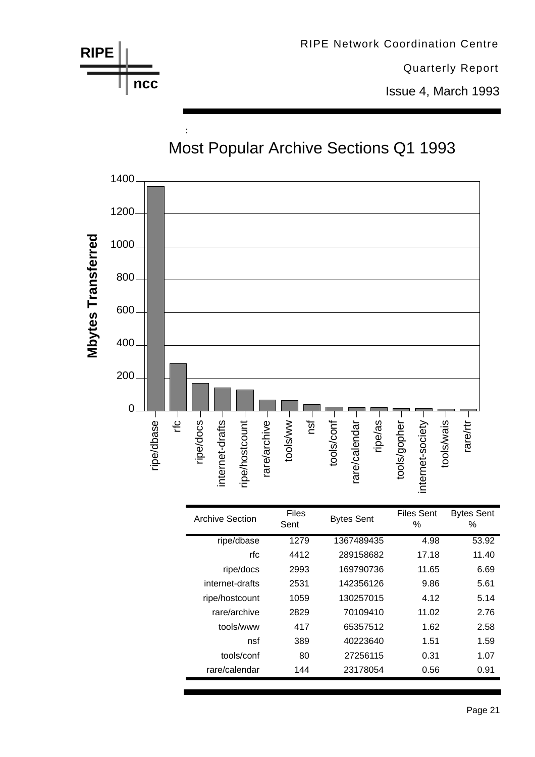:

## Most Popular Archive Sections Q1 1993

Mbytes Transferred

1400
1200
1000
800
600
400
200
0

ripe/dbase
rfc
ripe/docs
internet-drafts
ripe/hostcount
rare/archive
tools/ww
nsf
tools/conf
rare/calendar
ripe/as
tools/gopher
internet-society
tools/wais
rare/rtr

| Archive Section | Files Sent | Bytes Sent | Files Sent % | Bytes Sent % |
|---|---|---|---|---|
| ripe/dbase | 1279 | 1367489435 | 4.98 | 53.92 |
| rfc | 4412 | 289158682 | 17.18 | 11.40 |
| ripe/docs | 2993 | 169790736 | 11.65 | 6.69 |
| internet-drafts | 2531 | 142356126 | 9.86 | 5.61 |
| ripe/hostcount | 1059 | 130257015 | 4.12 | 5.14 |
| rare/archive | 2829 | 70109410 | 11.02 | 2.76 |
| tools/www | 417 | 65357512 | 1.62 | 2.58 |
| nsf | 389 | 40223640 | 1.51 | 1.59 |
| tools/conf | 80 | 27256115 | 0.31 | 1.07 |
| rare/calendar | 144 | 23178054 | 0.56 | 0.91 |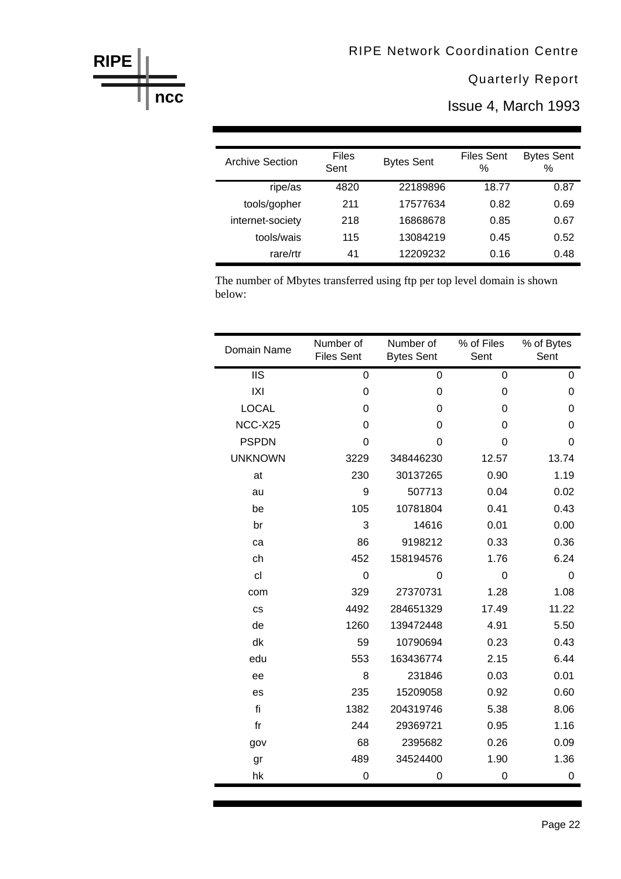| Archive Section | Files Sent | Bytes Sent | Files Sent % | Bytes Sent % |
|---|---|---|---|---|
| ripe/as | 4820 | 22189896 | 18.77 | 0.87 |
| tools/gopher | 211 | 17577634 | 0.82 | 0.69 |
| internet-society | 218 | 16868678 | 0.85 | 0.67 |
| tools/wais | 115 | 13084219 | 0.45 | 0.52 |
| rare/rtr | 41 | 12209232 | 0.16 | 0.48 |

The number of Mbytes transferred using ftp per top level domain is shown below:

| Domain Name | Number of Files Sent | Number of Bytes Sent | % of Files Sent | % of Bytes Sent |
|---|---|---|---|---|
| IIS | 0 | 0 | 0 | 0 |
| IXI | 0 | 0 | 0 | 0 |
| LOCAL | 0 | 0 | 0 | 0 |
| NCC-X25 | 0 | 0 | 0 | 0 |
| PSPDN | 0 | 0 | 0 | 0 |
| UNKNOWN | 3229 | 348446230 | 12.57 | 13.74 |
| at | 230 | 30137265 | 0.90 | 1.19 |
| au | 9 | 507713 | 0.04 | 0.02 |
| be | 105 | 10781804 | 0.41 | 0.43 |
| br | 3 | 14616 | 0.01 | 0.00 |
| ca | 86 | 9198212 | 0.33 | 0.36 |
| ch | 452 | 158194576 | 1.76 | 6.24 |
| cl | 0 | 0 | 0 | 0 |
| com | 329 | 27370731 | 1.28 | 1.08 |
| cs | 4492 | 284651329 | 17.49 | 11.22 |
| de | 1260 | 139472448 | 4.91 | 5.50 |
| dk | 59 | 10790694 | 0.23 | 0.43 |
| edu | 553 | 163436774 | 2.15 | 6.44 |
| ee | 8 | 231846 | 0.03 | 0.01 |
| es | 235 | 15209058 | 0.92 | 0.60 |
| fi | 1382 | 204319746 | 5.38 | 8.06 |
| fr | 244 | 29369721 | 0.95 | 1.16 |
| gov | 68 | 2395682 | 0.26 | 0.09 |
| gr | 489 | 34524400 | 1.90 | 1.36 |
| hk | 0 | 0 | 0 | 0 |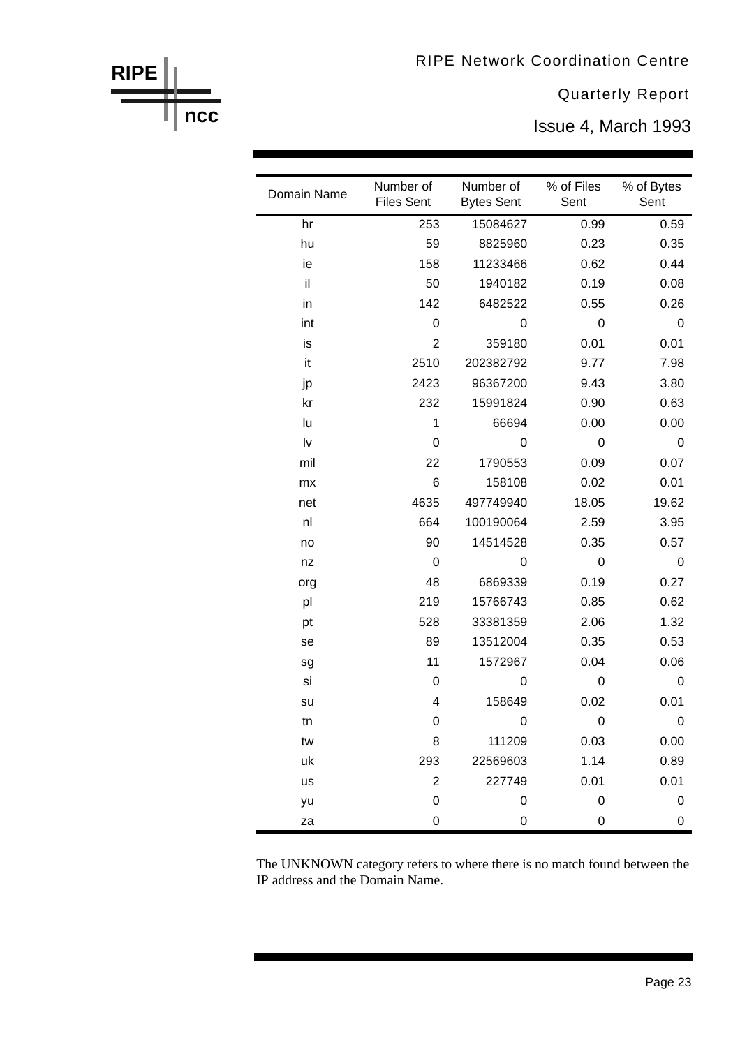| Domain Name | Number of Files Sent | Number of Bytes Sent | % of Files Sent | % of Bytes Sent |
|---|---|---|---|---|
| hr | 253 | 15084627 | 0.99 | 0.59 |
| hu | 59 | 8825960 | 0.23 | 0.35 |
| ie | 158 | 11233466 | 0.62 | 0.44 |
| il | 50 | 1940182 | 0.19 | 0.08 |
| in | 142 | 6482522 | 0.55 | 0.26 |
| int | 0 | 0 | 0 | 0 |
| is | 2 | 359180 | 0.01 | 0.01 |
| it | 2510 | 202382792 | 9.77 | 7.98 |
| jp | 2423 | 96367200 | 9.43 | 3.80 |
| kr | 232 | 15991824 | 0.90 | 0.63 |
| lu | 1 | 66694 | 0.00 | 0.00 |
| lv | 0 | 0 | 0 | 0 |
| mil | 22 | 1790553 | 0.09 | 0.07 |
| mx | 6 | 158108 | 0.02 | 0.01 |
| net | 4635 | 497749940 | 18.05 | 19.62 |
| nl | 664 | 100190064 | 2.59 | 3.95 |
| no | 90 | 14514528 | 0.35 | 0.57 |
| nz | 0 | 0 | 0 | 0 |
| org | 48 | 6869339 | 0.19 | 0.27 |
| pl | 219 | 15766743 | 0.85 | 0.62 |
| pt | 528 | 33381359 | 2.06 | 1.32 |
| se | 89 | 13512004 | 0.35 | 0.53 |
| sg | 11 | 1572967 | 0.04 | 0.06 |
| si | 0 | 0 | 0 | 0 |
| su | 4 | 158649 | 0.02 | 0.01 |
| tn | 0 | 0 | 0 | 0 |
| tw | 8 | 111209 | 0.03 | 0.00 |
| uk | 293 | 22569603 | 1.14 | 0.89 |
| us | 2 | 227749 | 0.01 | 0.01 |
| yu | 0 | 0 | 0 | 0 |
| za | 0 | 0 | 0 | 0 |

The UNKNOWN category refers to where there is no match found between the IP address and the Domain Name.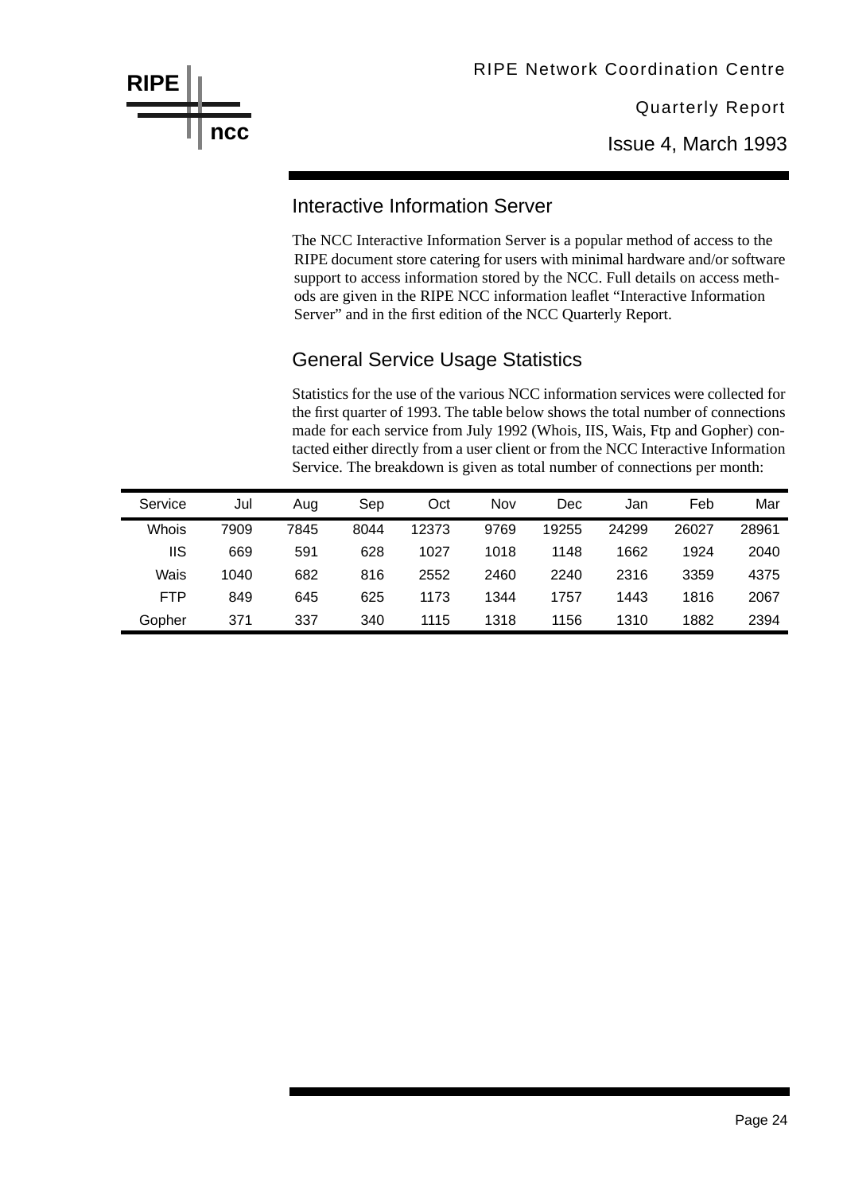## Interactive Information Server

The NCC Interactive Information Server is a popular method of access to the RIPE document store catering for users with minimal hardware and/or software support to access information stored by the NCC. Full details on access methods are given in the RIPE NCC information leaflet "Interactive Information Server" and in the first edition of the NCC Quarterly Report.

## General Service Usage Statistics

Statistics for the use of the various NCC information services were collected for the first quarter of 1993. The table below shows the total number of connections made for each service from July 1992 (Whois, IIS, Wais, Ftp and Gopher) contacted either directly from a user client or from the NCC Interactive Information Service. The breakdown is given as total number of connections per month:

| Service | Jul | Aug | Sep | Oct | Nov | Dec | Jan | Feb | Mar |
|---|---|---|---|---|---|---|---|---|---|
| Whois | 7909 | 7845 | 8044 | 12373 | 9769 | 19255 | 24299 | 26027 | 28961 |
| IIS | 669 | 591 | 628 | 1027 | 1018 | 1148 | 1662 | 1924 | 2040 |
| Wais | 1040 | 682 | 816 | 2552 | 2460 | 2240 | 2316 | 3359 | 4375 |
| FTP | 849 | 645 | 625 | 1173 | 1344 | 1757 | 1443 | 1816 | 2067 |
| Gopher | 371 | 337 | 340 | 1115 | 1318 | 1156 | 1310 | 1882 | 2394 |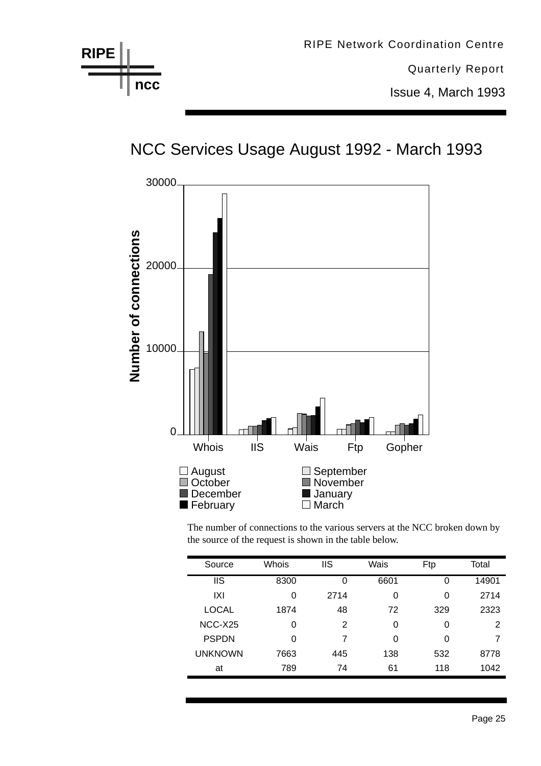## NCC Services Usage August 1992 - March 1993

Number of connections

30000

20000

10000

0

Whois IIS Wais Ftp Gopher

August
September
October
November
December
January
February
March

The number of connections to the various servers at the NCC broken down by the source of the request is shown in the table below.

| Source | Whois | IIS | Wais | Ftp | Total |
|---|---|---|---|---|---|
| IIS | 8300 | 0 | 6601 | 0 | 14901 |
| IXI | 0 | 2714 | 0 | 0 | 2714 |
| LOCAL | 1874 | 48 | 72 | 329 | 2323 |
| NCC-X25 | 0 | 2 | 0 | 0 | 2 |
| PSPDN | 0 | 7 | 0 | 0 | 7 |
| UNKNOWN | 7663 | 445 | 138 | 532 | 8778 |
| at | 789 | 74 | 61 | 118 | 1042 |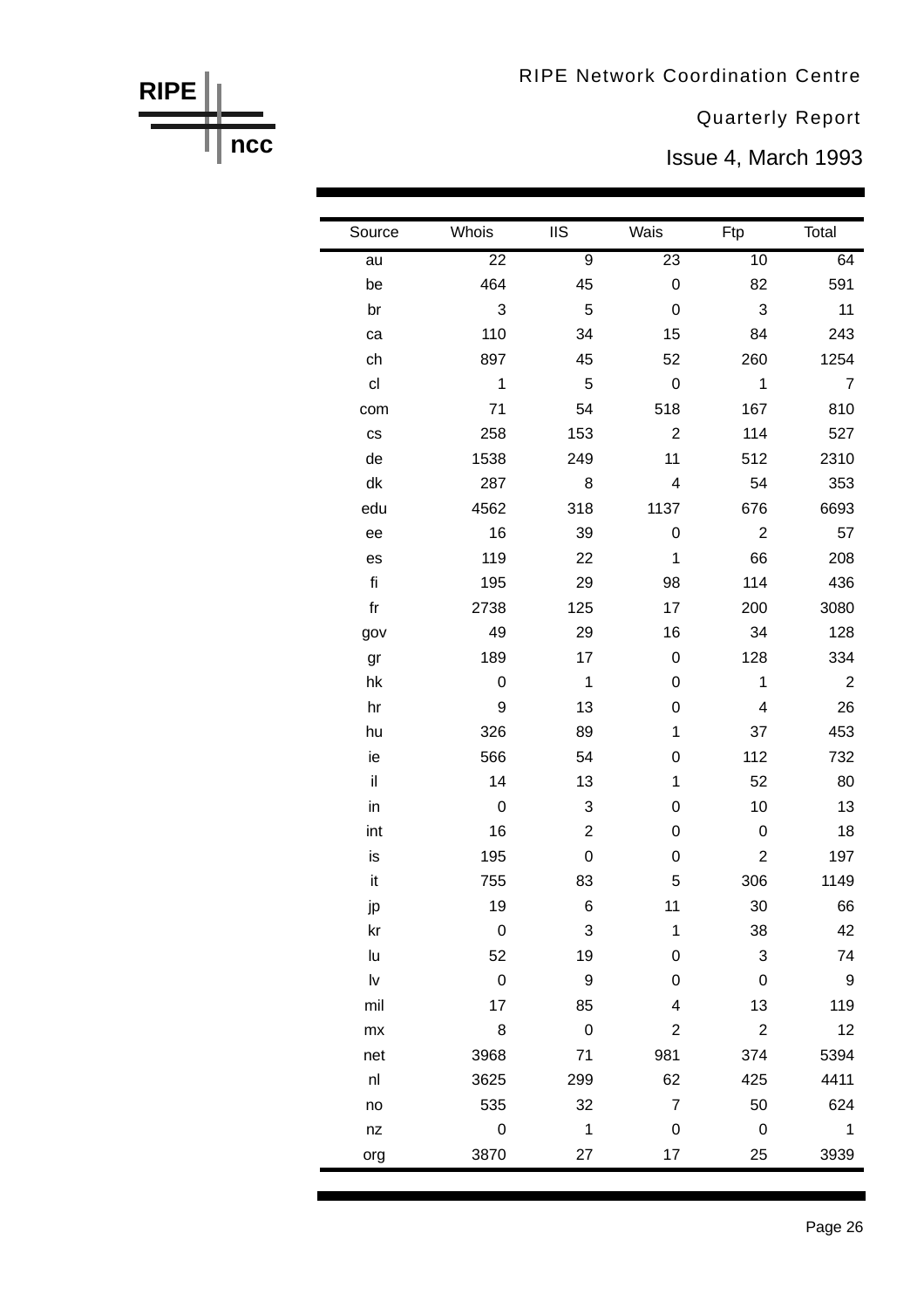| Source | Whois | IIS | Wais | Ftp | Total |
|---|---|---|---|---|---|
| au | 22 | 9 | 23 | 10 | 64 |
| be | 464 | 45 | 0 | 82 | 591 |
| br | 3 | 5 | 0 | 3 | 11 |
| ca | 110 | 34 | 15 | 84 | 243 |
| ch | 897 | 45 | 52 | 260 | 1254 |
| cl | 1 | 5 | 0 | 1 | 7 |
| com | 71 | 54 | 518 | 167 | 810 |
| cs | 258 | 153 | 2 | 114 | 527 |
| de | 1538 | 249 | 11 | 512 | 2310 |
| dk | 287 | 8 | 4 | 54 | 353 |
| edu | 4562 | 318 | 1137 | 676 | 6693 |
| ee | 16 | 39 | 0 | 2 | 57 |
| es | 119 | 22 | 1 | 66 | 208 |
| fi | 195 | 29 | 98 | 114 | 436 |
| fr | 2738 | 125 | 17 | 200 | 3080 |
| gov | 49 | 29 | 16 | 34 | 128 |
| gr | 189 | 17 | 0 | 128 | 334 |
| hk | 0 | 1 | 0 | 1 | 2 |
| hr | 9 | 13 | 0 | 4 | 26 |
| hu | 326 | 89 | 1 | 37 | 453 |
| ie | 566 | 54 | 0 | 112 | 732 |
| il | 14 | 13 | 1 | 52 | 80 |
| in | 0 | 3 | 0 | 10 | 13 |
| int | 16 | 2 | 0 | 0 | 18 |
| is | 195 | 0 | 0 | 2 | 197 |
| it | 755 | 83 | 5 | 306 | 1149 |
| jp | 19 | 6 | 11 | 30 | 66 |
| kr | 0 | 3 | 1 | 38 | 42 |
| lu | 52 | 19 | 0 | 3 | 74 |
| lv | 0 | 9 | 0 | 0 | 9 |
| mil | 17 | 85 | 4 | 13 | 119 |
| mx | 8 | 0 | 2 | 2 | 12 |
| net | 3968 | 71 | 981 | 374 | 5394 |
| nl | 3625 | 299 | 62 | 425 | 4411 |
| no | 535 | 32 | 7 | 50 | 624 |
| nz | 0 | 1 | 0 | 0 | 1 |
| org | 3870 | 27 | 17 | 25 | 3939 |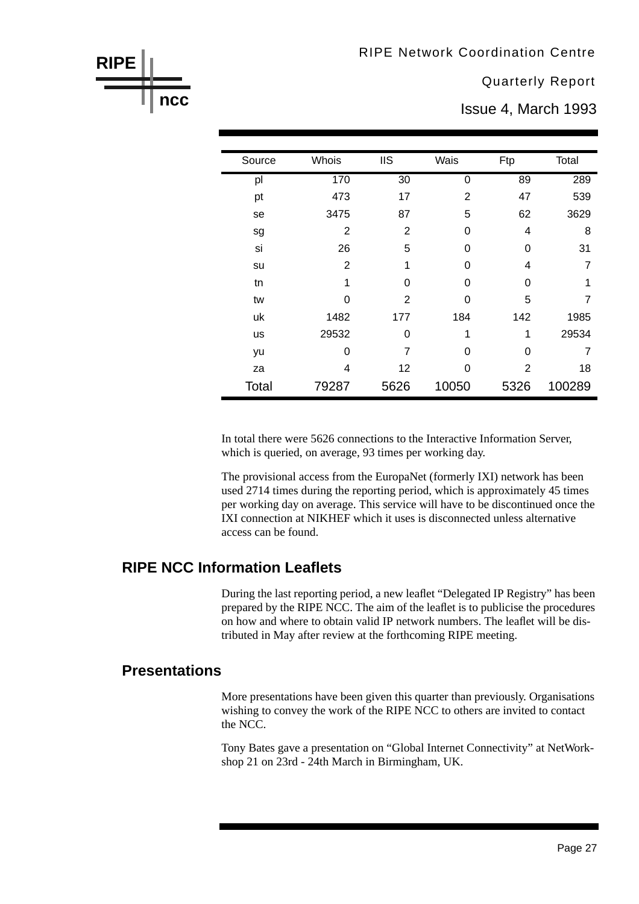| Source | Whois | IIS | Wais | Ftp | Total |
|---|---|---|---|---|---|
| pl | 170 | 30 | 0 | 89 | 289 |
| pt | 473 | 17 | 2 | 47 | 539 |
| se | 3475 | 87 | 5 | 62 | 3629 |
| sg | 2 | 2 | 0 | 4 | 8 |
| si | 26 | 5 | 0 | 0 | 31 |
| su | 2 | 1 | 0 | 4 | 7 |
| tn | 1 | 0 | 0 | 0 | 1 |
| tw | 0 | 2 | 0 | 5 | 7 |
| uk | 1482 | 177 | 184 | 142 | 1985 |
| us | 29532 | 0 | 1 | 1 | 29534 |
| yu | 0 | 7 | 0 | 0 | 7 |
| za | 4 | 12 | 0 | 2 | 18 |
| Total | 79287 | 5626 | 10050 | 5326 | 100289 |

In total there were 5626 connections to the Interactive Information Server, which is queried, on average, 93 times per working day.

The provisional access from the EuropaNet (formerly IXI) network has been used 2714 times during the reporting period, which is approximately 45 times per working day on average. This service will have to be discontinued once the IXI connection at NIKHEF which it uses is disconnected unless alternative access can be found.

## RIPE NCC Information Leaflets

During the last reporting period, a new leaflet “Delegated IP Registry” has been prepared by the RIPE NCC. The aim of the leaflet is to publicise the procedures on how and where to obtain valid IP network numbers. The leaflet will be distributed in May after review at the forthcoming RIPE meeting.

## Presentations

More presentations have been given this quarter than previously. Organisations wishing to convey the work of the RIPE NCC to others are invited to contact the NCC.

Tony Bates gave a presentation on “Global Internet Connectivity” at NetWorkshop 21 on 23rd - 24th March in Birmingham, UK.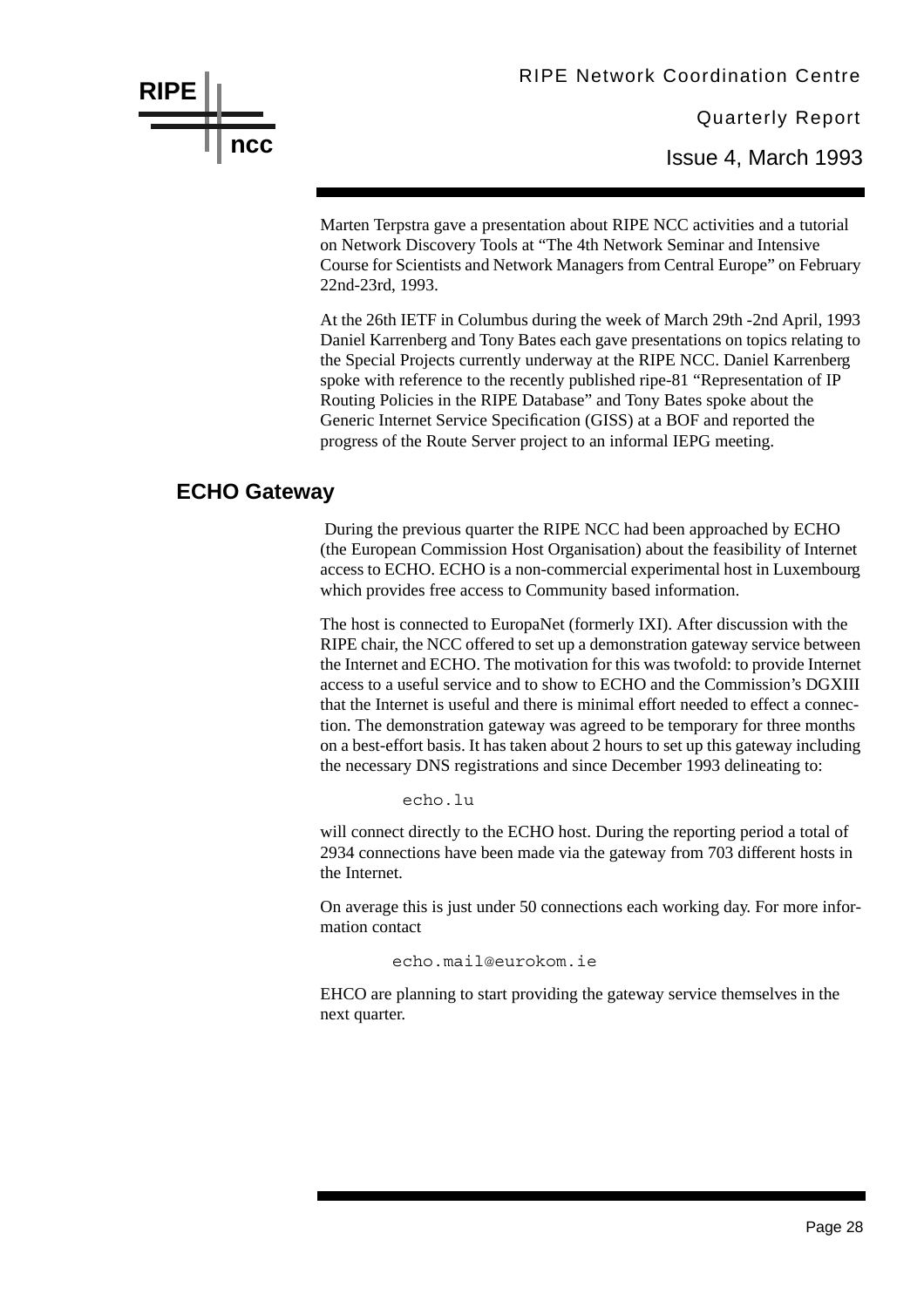Marten Terpstra gave a presentation about RIPE NCC activities and a tutorial on Network Discovery Tools at “The 4th Network Seminar and Intensive Course for Scientists and Network Managers from Central Europe” on February 22nd-23rd, 1993.

At the 26th IETF in Columbus during the week of March 29th -2nd April, 1993 Daniel Karrenberg and Tony Bates each gave presentations on topics relating to the Special Projects currently underway at the RIPE NCC. Daniel Karrenberg spoke with reference to the recently published ripe-81 “Representation of IP Routing Policies in the RIPE Database” and Tony Bates spoke about the Generic Internet Service Specification (GISS) at a BOF and reported the progress of the Route Server project to an informal IEPG meeting.

## ECHO Gateway

During the previous quarter the RIPE NCC had been approached by ECHO (the European Commission Host Organisation) about the feasibility of Internet access to ECHO. ECHO is a non-commercial experimental host in Luxembourg which provides free access to Community based information.

The host is connected to EuropaNet (formerly IXI). After discussion with the RIPE chair, the NCC offered to set up a demonstration gateway service between the Internet and ECHO. The motivation for this was twofold: to provide Internet access to a useful service and to show to ECHO and the Commission’s DGXIII that the Internet is useful and there is minimal effort needed to effect a connection. The demonstration gateway was agreed to be temporary for three months on a best-effort basis. It has taken about 2 hours to set up this gateway including the necessary DNS registrations and since December 1993 delineating to:

```
echo.lu
```

will connect directly to the ECHO host. During the reporting period a total of 2934 connections have been made via the gateway from 703 different hosts in the Internet.

On average this is just under 50 connections each working day. For more information contact

```
echo.mail@eurokom.ie
```

EHCO are planning to start providing the gateway service themselves in the next quarter.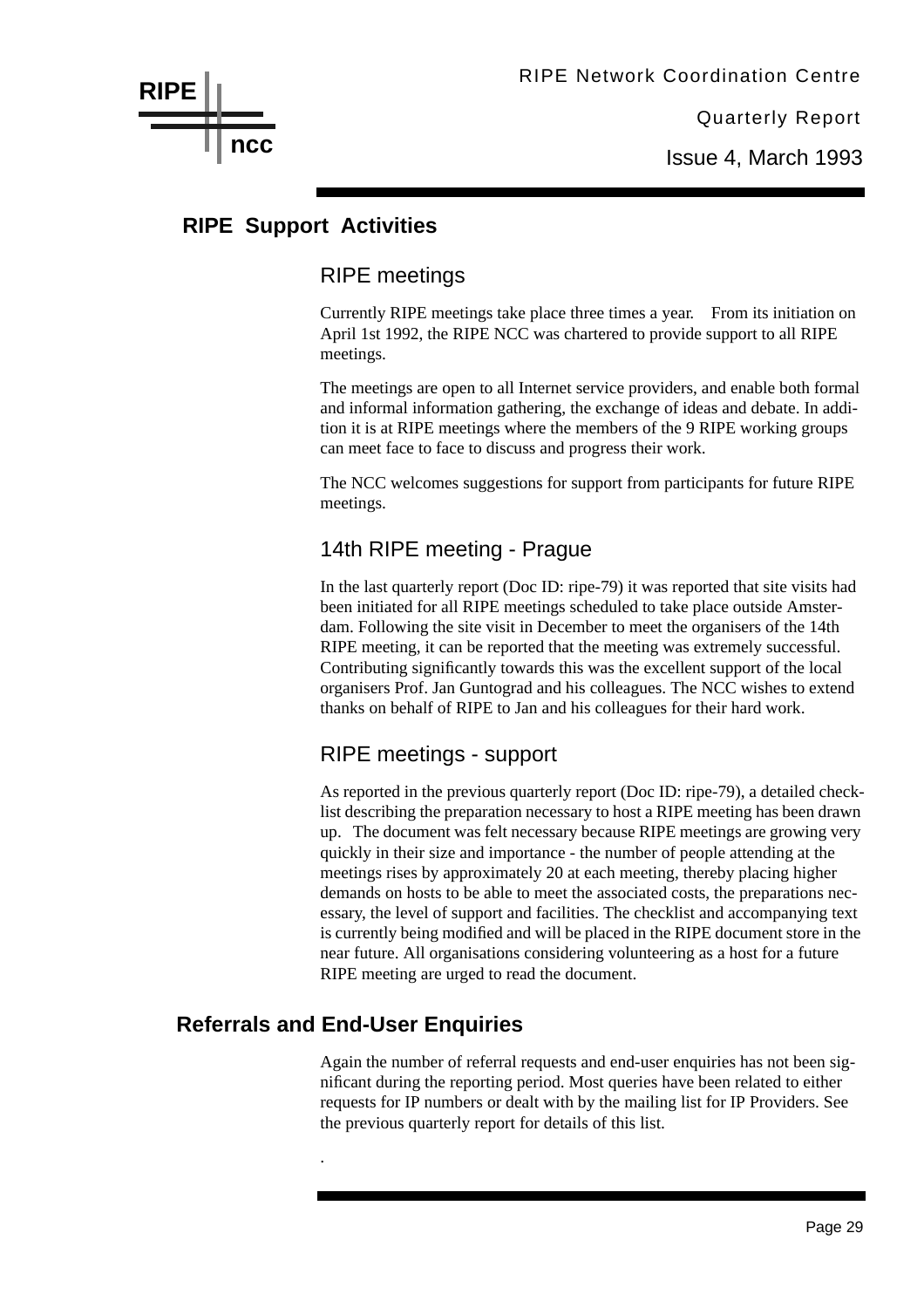## RIPE Support Activities

### RIPE meetings

Currently RIPE meetings take place three times a year. From its initiation on April 1st 1992, the RIPE NCC was chartered to provide support to all RIPE meetings.

The meetings are open to all Internet service providers, and enable both formal and informal information gathering, the exchange of ideas and debate. In addition it is at RIPE meetings where the members of the 9 RIPE working groups can meet face to face to discuss and progress their work.

The NCC welcomes suggestions for support from participants for future RIPE meetings.

### 14th RIPE meeting - Prague

In the last quarterly report (Doc ID: ripe-79) it was reported that site visits had been initiated for all RIPE meetings scheduled to take place outside Amsterdam. Following the site visit in December to meet the organisers of the 14th RIPE meeting, it can be reported that the meeting was extremely successful. Contributing significantly towards this was the excellent support of the local organisers Prof. Jan Guntograd and his colleagues. The NCC wishes to extend thanks on behalf of RIPE to Jan and his colleagues for their hard work.

### RIPE meetings - support

As reported in the previous quarterly report (Doc ID: ripe-79), a detailed checklist describing the preparation necessary to host a RIPE meeting has been drawn up. The document was felt necessary because RIPE meetings are growing very quickly in their size and importance - the number of people attending at the meetings rises by approximately 20 at each meeting, thereby placing higher demands on hosts to be able to meet the associated costs, the preparations necessary, the level of support and facilities. The checklist and accompanying text is currently being modified and will be placed in the RIPE document store in the near future. All organisations considering volunteering as a host for a future RIPE meeting are urged to read the document.

## Referrals and End-User Enquiries

Again the number of referral requests and end-user enquiries has not been significant during the reporting period. Most queries have been related to either requests for IP numbers or dealt with by the mailing list for IP Providers. See the previous quarterly report for details of this list.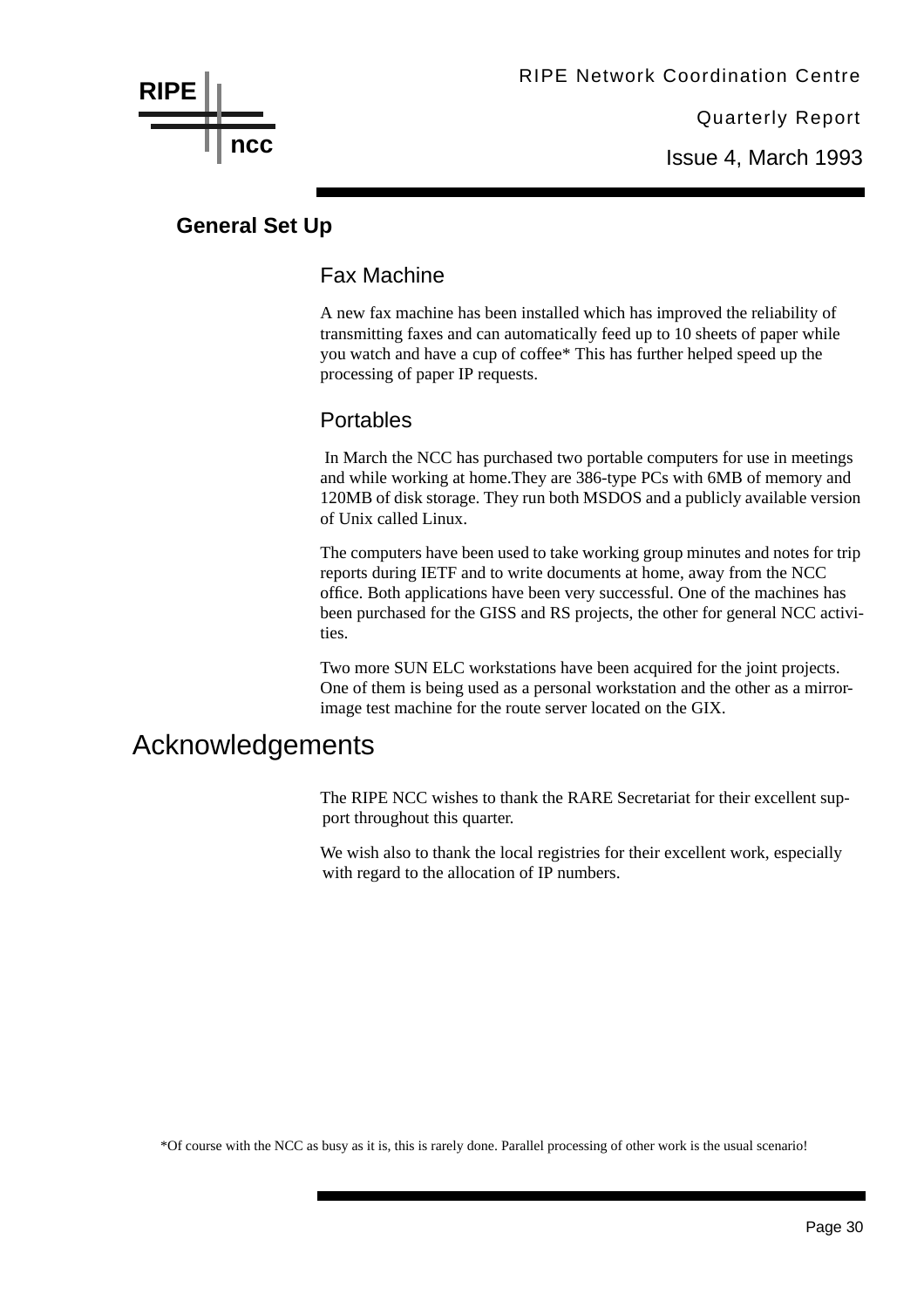## General Set Up

### Fax Machine

A new fax machine has been installed which has improved the reliability of transmitting faxes and can automatically feed up to 10 sheets of paper while you watch and have a cup of coffee* This has further helped speed up the processing of paper IP requests.

### Portables

In March the NCC has purchased two portable computers for use in meetings and while working at home.They are 386-type PCs with 6MB of memory and 120MB of disk storage. They run both MSDOS and a publicly available version of Unix called Linux.

The computers have been used to take working group minutes and notes for trip reports during IETF and to write documents at home, away from the NCC office. Both applications have been very successful. One of the machines has been purchased for the GISS and RS projects, the other for general NCC activities.

Two more SUN ELC workstations have been acquired for the joint projects. One of them is being used as a personal workstation and the other as a mirror-image test machine for the route server located on the GIX.

# Acknowledgements

The RIPE NCC wishes to thank the RARE Secretariat for their excellent support throughout this quarter.

We wish also to thank the local registries for their excellent work, especially with regard to the allocation of IP numbers.

*Of course with the NCC as busy as it is, this is rarely done. Parallel processing of other work is the usual scenario!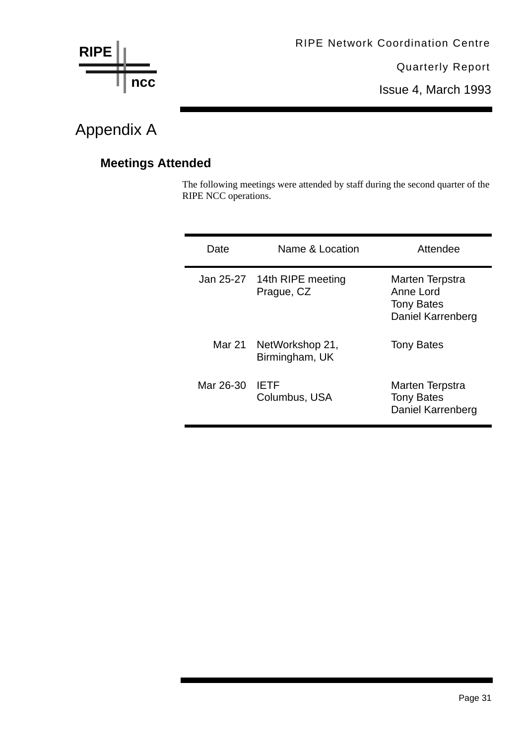# Appendix A

## Meetings Attended

The following meetings were attended by staff during the second quarter of the RIPE NCC operations.

| Date | Name & Location | Attendee |
|---|---|---|
| Jan 25-27 | 14th RIPE meeting<br>Prague, CZ | Marten Terpstra<br>Anne Lord<br>Tony Bates<br>Daniel Karrenberg |
| Mar 21 | NetWorkshop 21,<br>Birmingham, UK | Tony Bates |
| Mar 26-30 | IETF<br>Columbus, USA | Marten Terpstra<br>Tony Bates<br>Daniel Karrenberg |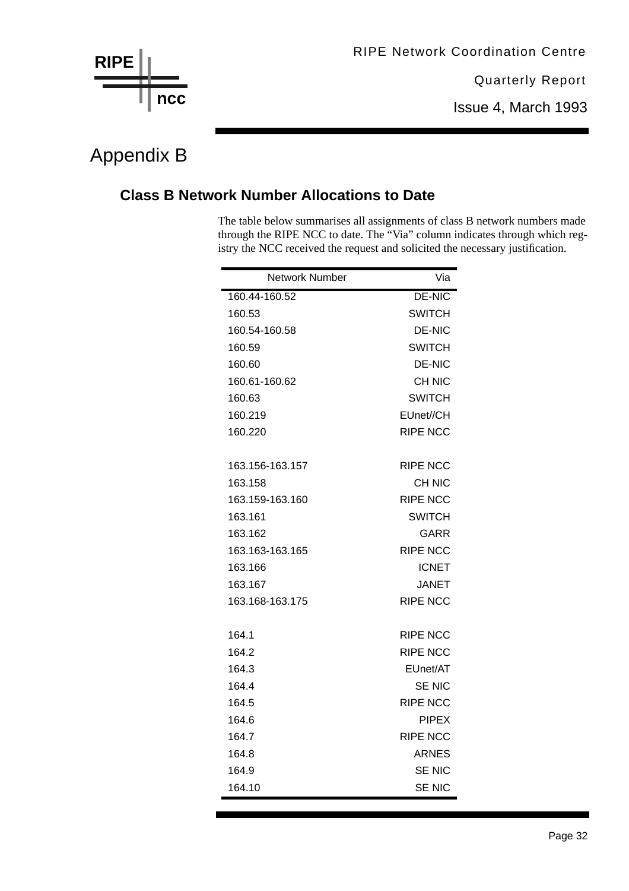# Appendix B

## Class B Network Number Allocations to Date

The table below summarises all assignments of class B network numbers made through the RIPE NCC to date. The "Via" column indicates through which registry the NCC received the request and solicited the necessary justification.

| Network Number | Via |
|---|---|
| 160.44-160.52 | DE-NIC |
| 160.53 | SWITCH |
| 160.54-160.58 | DE-NIC |
| 160.59 | SWITCH |
| 160.60 | DE-NIC |
| 160.61-160.62 | CH NIC |
| 160.63 | SWITCH |
| 160.219 | EUnet//CH |
| 160.220 | RIPE NCC |
| | |
| 163.156-163.157 | RIPE NCC |
| 163.158 | CH NIC |
| 163.159-163.160 | RIPE NCC |
| 163.161 | SWITCH |
| 163.162 | GARR |
| 163.163-163.165 | RIPE NCC |
| 163.166 | ICNET |
| 163.167 | JANET |
| 163.168-163.175 | RIPE NCC |
| | |
| 164.1 | RIPE NCC |
| 164.2 | RIPE NCC |
| 164.3 | EUnet/AT |
| 164.4 | SE NIC |
| 164.5 | RIPE NCC |
| 164.6 | PIPEX |
| 164.7 | RIPE NCC |
| 164.8 | ARNES |
| 164.9 | SE NIC |
| 164.10 | SE NIC |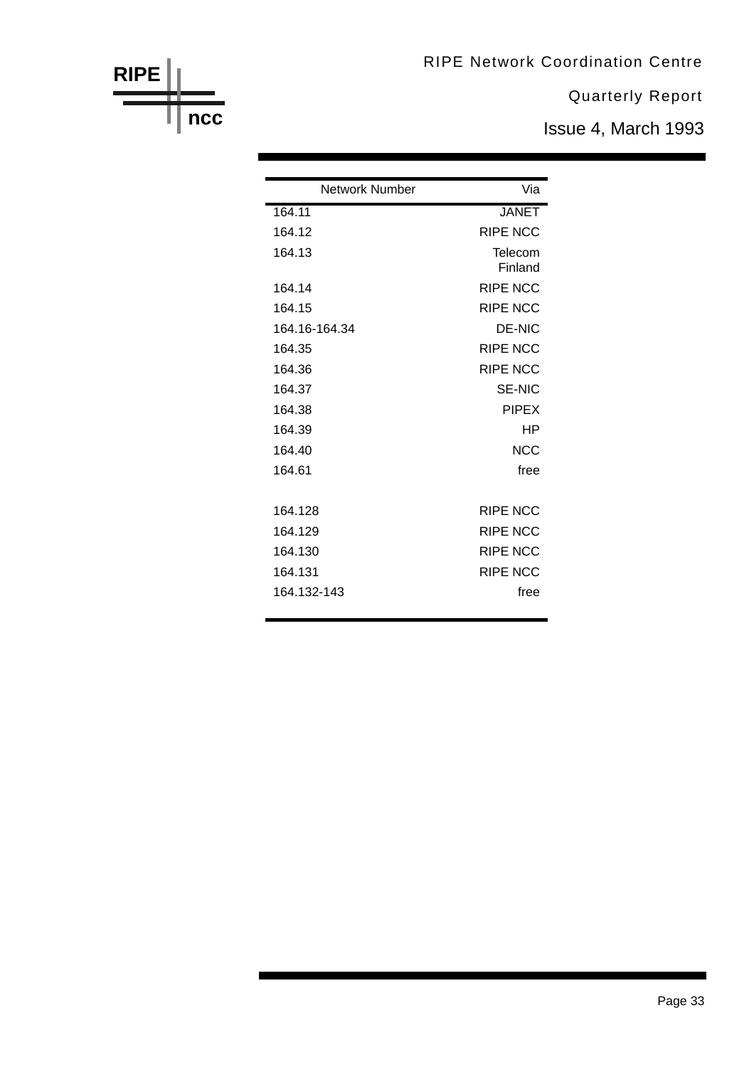| Network Number | Via |
|---|---|
| 164.11 | JANET |
| 164.12 | RIPE NCC |
| 164.13 | Telecom Finland |
| 164.14 | RIPE NCC |
| 164.15 | RIPE NCC |
| 164.16-164.34 | DE-NIC |
| 164.35 | RIPE NCC |
| 164.36 | RIPE NCC |
| 164.37 | SE-NIC |
| 164.38 | PIPEX |
| 164.39 | HP |
| 164.40 | NCC |
| 164.61 | free |
| | |
| 164.128 | RIPE NCC |
| 164.129 | RIPE NCC |
| 164.130 | RIPE NCC |
| 164.131 | RIPE NCC |
| 164.132-143 | free |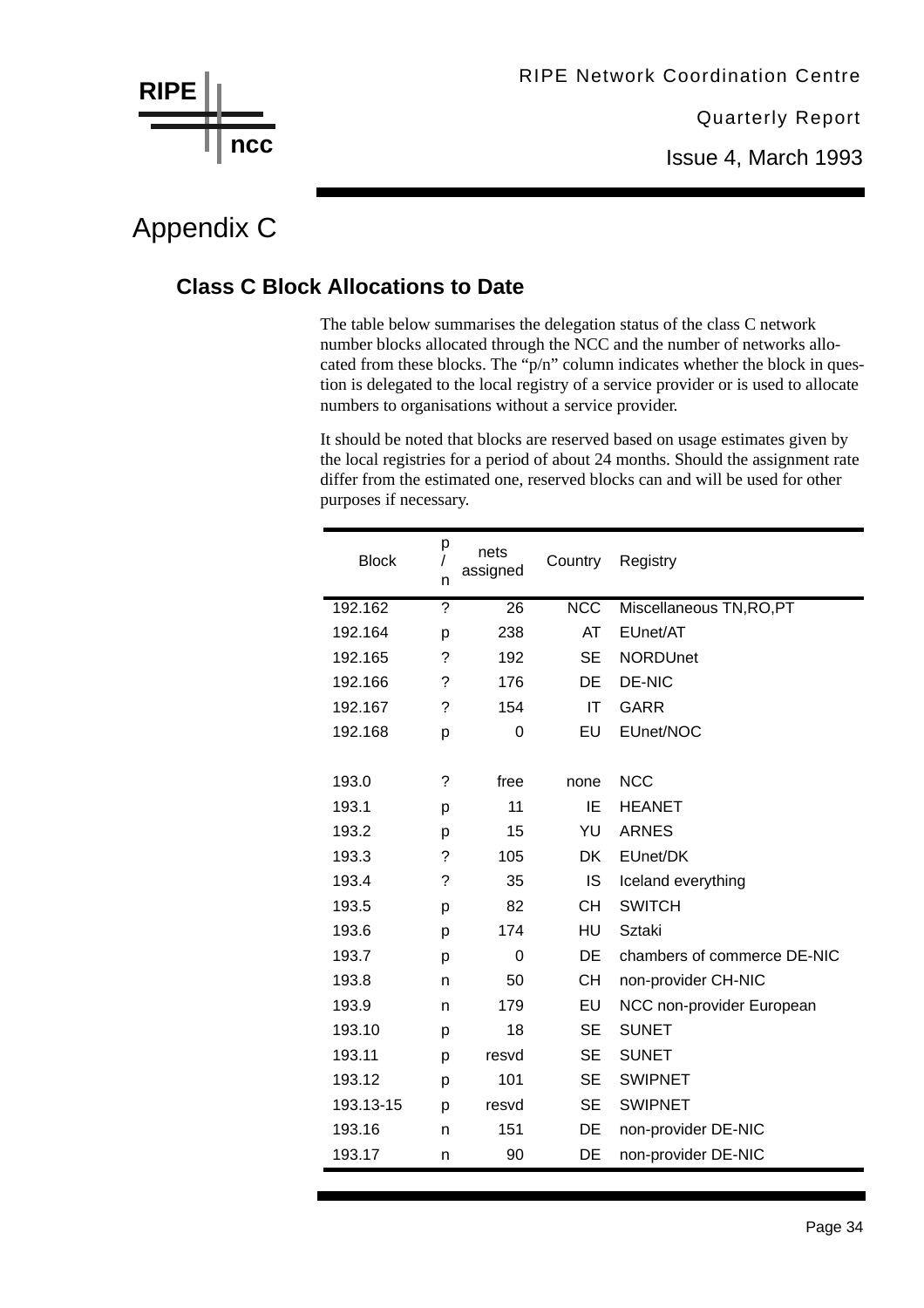# Appendix C

## Class C Block Allocations to Date

The table below summarises the delegation status of the class C network number blocks allocated through the NCC and the number of networks allocated from these blocks. The “p/n” column indicates whether the block in question is delegated to the local registry of a service provider or is used to allocate numbers to organisations without a service provider.

It should be noted that blocks are reserved based on usage estimates given by the local registries for a period of about 24 months. Should the assignment rate differ from the estimated one, reserved blocks can and will be used for other purposes if necessary.

| Block | p/n | nets assigned | Country | Registry |
|---|---|---|---|---|
| 192.162 | ? | 26 | NCC | Miscellaneous TN,RO,PT |
| 192.164 | p | 238 | AT | EUnet/AT |
| 192.165 | ? | 192 | SE | NORDUnet |
| 192.166 | ? | 176 | DE | DE-NIC |
| 192.167 | ? | 154 | IT | GARR |
| 192.168 | p | 0 | EU | EUnet/NOC |
| | | | | |
| 193.0 | ? | free | none | NCC |
| 193.1 | p | 11 | IE | HEANET |
| 193.2 | p | 15 | YU | ARNES |
| 193.3 | ? | 105 | DK | EUnet/DK |
| 193.4 | ? | 35 | IS | Iceland everything |
| 193.5 | p | 82 | CH | SWITCH |
| 193.6 | p | 174 | HU | Sztaki |
| 193.7 | p | 0 | DE | chambers of commerce DE-NIC |
| 193.8 | n | 50 | CH | non-provider CH-NIC |
| 193.9 | n | 179 | EU | NCC non-provider European |
| 193.10 | p | 18 | SE | SUNET |
| 193.11 | p | resvd | SE | SUNET |
| 193.12 | p | 101 | SE | SWIPNET |
| 193.13-15 | p | resvd | SE | SWIPNET |
| 193.16 | n | 151 | DE | non-provider DE-NIC |
| 193.17 | n | 90 | DE | non-provider DE-NIC |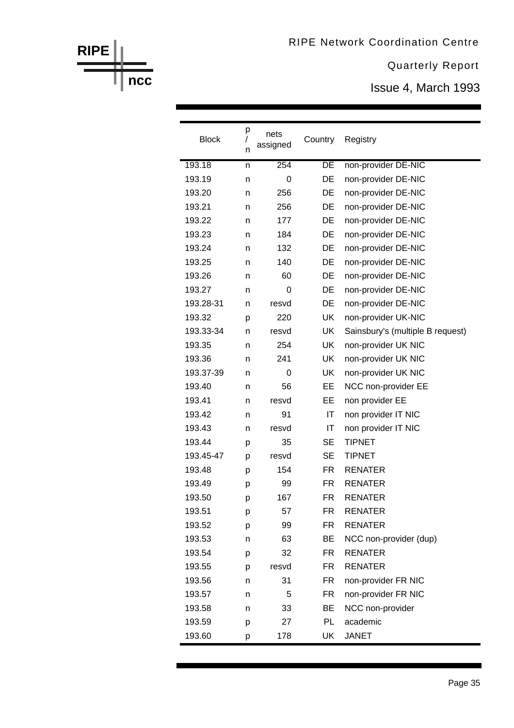| Block | p/n | nets assigned | Country | Registry |
|---|---|---|---|---|
| 193.18 | n | 254 | DE | non-provider DE-NIC |
| 193.19 | n | 0 | DE | non-provider DE-NIC |
| 193.20 | n | 256 | DE | non-provider DE-NIC |
| 193.21 | n | 256 | DE | non-provider DE-NIC |
| 193.22 | n | 177 | DE | non-provider DE-NIC |
| 193.23 | n | 184 | DE | non-provider DE-NIC |
| 193.24 | n | 132 | DE | non-provider DE-NIC |
| 193.25 | n | 140 | DE | non-provider DE-NIC |
| 193.26 | n | 60 | DE | non-provider DE-NIC |
| 193.27 | n | 0 | DE | non-provider DE-NIC |
| 193.28-31 | n | resvd | DE | non-provider DE-NIC |
| 193.32 | p | 220 | UK | non-provider UK-NIC |
| 193.33-34 | n | resvd | UK | Sainsbury's (multiple B request) |
| 193.35 | n | 254 | UK | non-provider UK NIC |
| 193.36 | n | 241 | UK | non-provider UK NIC |
| 193.37-39 | n | 0 | UK | non-provider UK NIC |
| 193.40 | n | 56 | EE | NCC non-provider EE |
| 193.41 | n | resvd | EE | non provider EE |
| 193.42 | n | 91 | IT | non provider IT NIC |
| 193.43 | n | resvd | IT | non provider IT NIC |
| 193.44 | p | 35 | SE | TIPNET |
| 193.45-47 | p | resvd | SE | TIPNET |
| 193.48 | p | 154 | FR | RENATER |
| 193.49 | p | 99 | FR | RENATER |
| 193.50 | p | 167 | FR | RENATER |
| 193.51 | p | 57 | FR | RENATER |
| 193.52 | p | 99 | FR | RENATER |
| 193.53 | n | 63 | BE | NCC non-provider (dup) |
| 193.54 | p | 32 | FR | RENATER |
| 193.55 | p | resvd | FR | RENATER |
| 193.56 | n | 31 | FR | non-provider FR NIC |
| 193.57 | n | 5 | FR | non-provider FR NIC |
| 193.58 | n | 33 | BE | NCC non-provider |
| 193.59 | p | 27 | PL | academic |
| 193.60 | p | 178 | UK | JANET |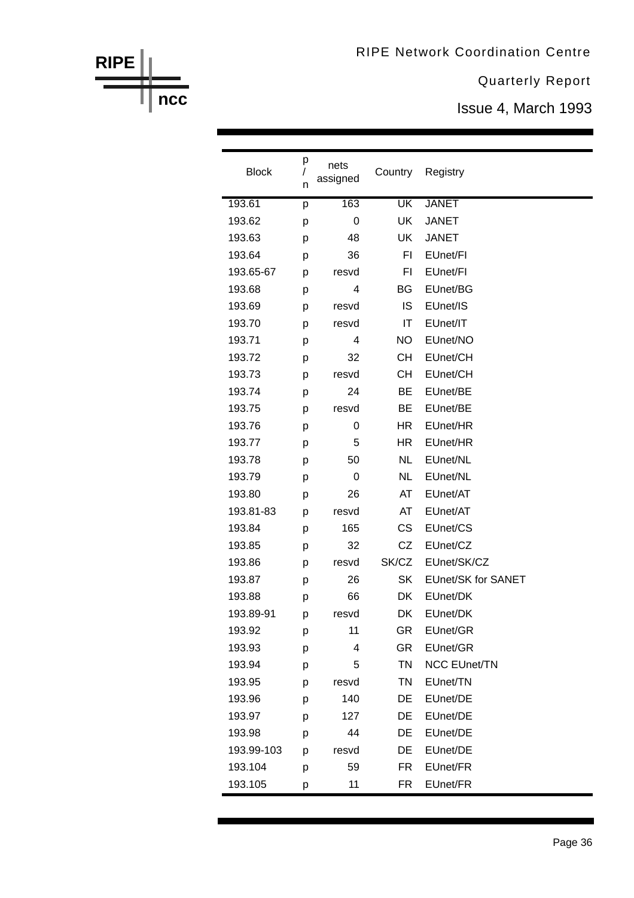| Block | p/n | nets assigned | Country | Registry |
|---|---|---|---|---|
| 193.61 | p | 163 | UK | JANET |
| 193.62 | p | 0 | UK | JANET |
| 193.63 | p | 48 | UK | JANET |
| 193.64 | p | 36 | FI | EUnet/FI |
| 193.65-67 | p | resvd | FI | EUnet/FI |
| 193.68 | p | 4 | BG | EUnet/BG |
| 193.69 | p | resvd | IS | EUnet/IS |
| 193.70 | p | resvd | IT | EUnet/IT |
| 193.71 | p | 4 | NO | EUnet/NO |
| 193.72 | p | 32 | CH | EUnet/CH |
| 193.73 | p | resvd | CH | EUnet/CH |
| 193.74 | p | 24 | BE | EUnet/BE |
| 193.75 | p | resvd | BE | EUnet/BE |
| 193.76 | p | 0 | HR | EUnet/HR |
| 193.77 | p | 5 | HR | EUnet/HR |
| 193.78 | p | 50 | NL | EUnet/NL |
| 193.79 | p | 0 | NL | EUnet/NL |
| 193.80 | p | 26 | AT | EUnet/AT |
| 193.81-83 | p | resvd | AT | EUnet/AT |
| 193.84 | p | 165 | CS | EUnet/CS |
| 193.85 | p | 32 | CZ | EUnet/CZ |
| 193.86 | p | resvd | SK/CZ | EUnet/SK/CZ |
| 193.87 | p | 26 | SK | EUnet/SK for SANET |
| 193.88 | p | 66 | DK | EUnet/DK |
| 193.89-91 | p | resvd | DK | EUnet/DK |
| 193.92 | p | 11 | GR | EUnet/GR |
| 193.93 | p | 4 | GR | EUnet/GR |
| 193.94 | p | 5 | TN | NCC EUnet/TN |
| 193.95 | p | resvd | TN | EUnet/TN |
| 193.96 | p | 140 | DE | EUnet/DE |
| 193.97 | p | 127 | DE | EUnet/DE |
| 193.98 | p | 44 | DE | EUnet/DE |
| 193.99-103 | p | resvd | DE | EUnet/DE |
| 193.104 | p | 59 | FR | EUnet/FR |
| 193.105 | p | 11 | FR | EUnet/FR |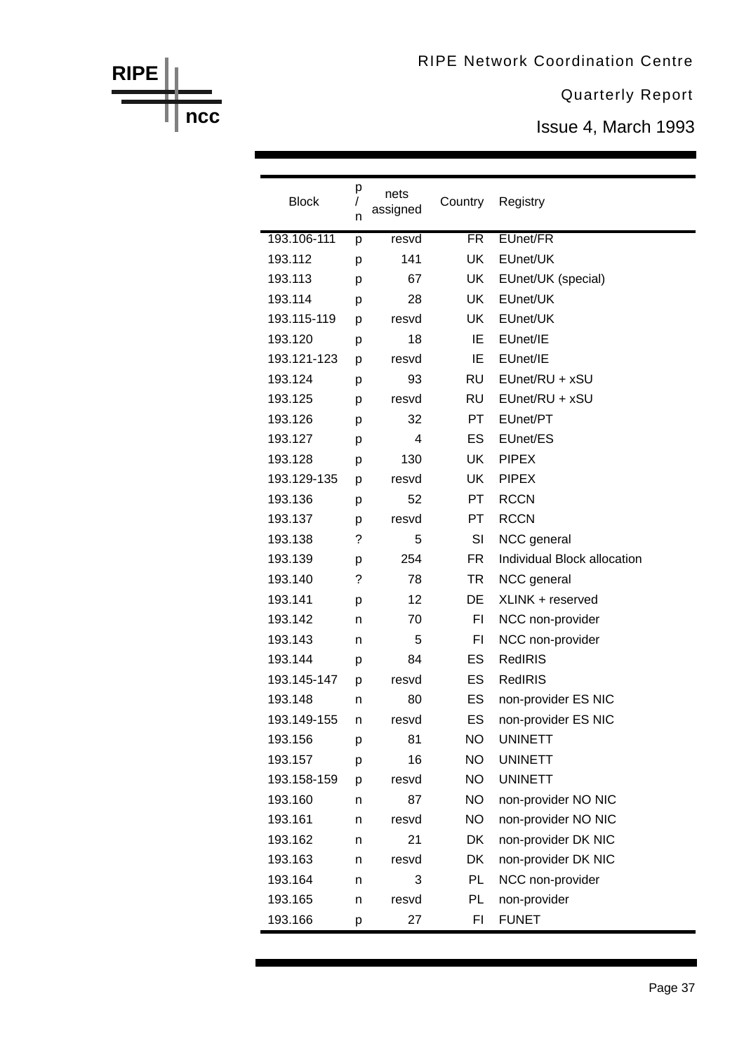| Block | p/n | nets assigned | Country | Registry |
|---|---|---|---|---|
| 193.106-111 | p | resvd | FR | EUnet/FR |
| 193.112 | p | 141 | UK | EUnet/UK |
| 193.113 | p | 67 | UK | EUnet/UK (special) |
| 193.114 | p | 28 | UK | EUnet/UK |
| 193.115-119 | p | resvd | UK | EUnet/UK |
| 193.120 | p | 18 | IE | EUnet/IE |
| 193.121-123 | p | resvd | IE | EUnet/IE |
| 193.124 | p | 93 | RU | EUnet/RU + xSU |
| 193.125 | p | resvd | RU | EUnet/RU + xSU |
| 193.126 | p | 32 | PT | EUnet/PT |
| 193.127 | p | 4 | ES | EUnet/ES |
| 193.128 | p | 130 | UK | PIPEX |
| 193.129-135 | p | resvd | UK | PIPEX |
| 193.136 | p | 52 | PT | RCCN |
| 193.137 | p | resvd | PT | RCCN |
| 193.138 | ? | 5 | SI | NCC general |
| 193.139 | p | 254 | FR | Individual Block allocation |
| 193.140 | ? | 78 | TR | NCC general |
| 193.141 | p | 12 | DE | XLINK + reserved |
| 193.142 | n | 70 | FI | NCC non-provider |
| 193.143 | n | 5 | FI | NCC non-provider |
| 193.144 | p | 84 | ES | RedIRIS |
| 193.145-147 | p | resvd | ES | RedIRIS |
| 193.148 | n | 80 | ES | non-provider ES NIC |
| 193.149-155 | n | resvd | ES | non-provider ES NIC |
| 193.156 | p | 81 | NO | UNINETT |
| 193.157 | p | 16 | NO | UNINETT |
| 193.158-159 | p | resvd | NO | UNINETT |
| 193.160 | n | 87 | NO | non-provider NO NIC |
| 193.161 | n | resvd | NO | non-provider NO NIC |
| 193.162 | n | 21 | DK | non-provider DK NIC |
| 193.163 | n | resvd | DK | non-provider DK NIC |
| 193.164 | n | 3 | PL | NCC non-provider |
| 193.165 | n | resvd | PL | non-provider |
| 193.166 | p | 27 | FI | FUNET |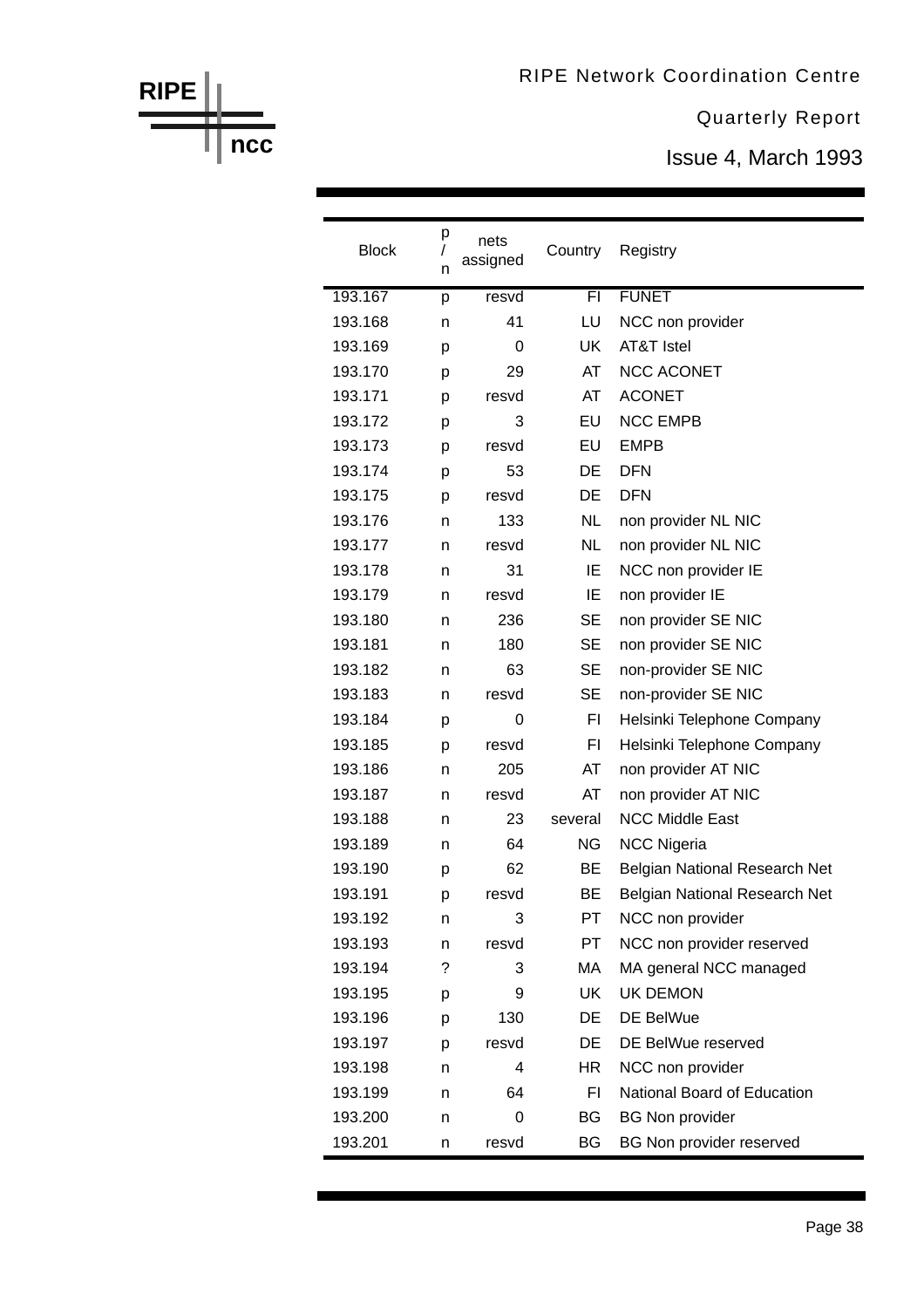| Block | p / n | nets assigned | Country | Registry |
|---|---|---|---|---|
| 193.167 | p | resvd | FI | FUNET |
| 193.168 | n | 41 | LU | NCC non provider |
| 193.169 | p | 0 | UK | AT&T Istel |
| 193.170 | p | 29 | AT | NCC ACONET |
| 193.171 | p | resvd | AT | ACONET |
| 193.172 | p | 3 | EU | NCC EMPB |
| 193.173 | p | resvd | EU | EMPB |
| 193.174 | p | 53 | DE | DFN |
| 193.175 | p | resvd | DE | DFN |
| 193.176 | n | 133 | NL | non provider NL NIC |
| 193.177 | n | resvd | NL | non provider NL NIC |
| 193.178 | n | 31 | IE | NCC non provider IE |
| 193.179 | n | resvd | IE | non provider IE |
| 193.180 | n | 236 | SE | non provider SE NIC |
| 193.181 | n | 180 | SE | non provider SE NIC |
| 193.182 | n | 63 | SE | non-provider SE NIC |
| 193.183 | n | resvd | SE | non-provider SE NIC |
| 193.184 | p | 0 | FI | Helsinki Telephone Company |
| 193.185 | p | resvd | FI | Helsinki Telephone Company |
| 193.186 | n | 205 | AT | non provider AT NIC |
| 193.187 | n | resvd | AT | non provider AT NIC |
| 193.188 | n | 23 | several | NCC Middle East |
| 193.189 | n | 64 | NG | NCC Nigeria |
| 193.190 | p | 62 | BE | Belgian National Research Net |
| 193.191 | p | resvd | BE | Belgian National Research Net |
| 193.192 | n | 3 | PT | NCC non provider |
| 193.193 | n | resvd | PT | NCC non provider reserved |
| 193.194 | ? | 3 | MA | MA general NCC managed |
| 193.195 | p | 9 | UK | UK DEMON |
| 193.196 | p | 130 | DE | DE BelWue |
| 193.197 | p | resvd | DE | DE BelWue reserved |
| 193.198 | n | 4 | HR | NCC non provider |
| 193.199 | n | 64 | FI | National Board of Education |
| 193.200 | n | 0 | BG | BG Non provider |
| 193.201 | n | resvd | BG | BG Non provider reserved |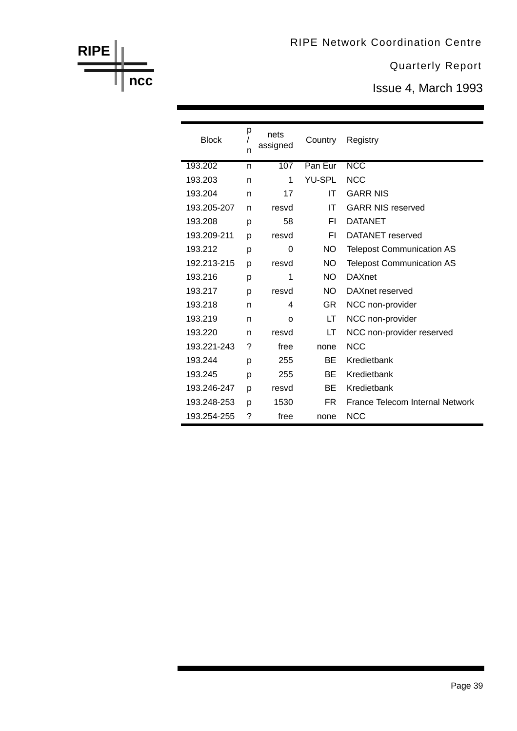| Block | p/n | nets assigned | Country | Registry |
|---|---|---|---|---|
| 193.202 | n | 107 | Pan Eur | NCC |
| 193.203 | n | 1 | YU-SPL | NCC |
| 193.204 | n | 17 | IT | GARR NIS |
| 193.205-207 | n | resvd | IT | GARR NIS reserved |
| 193.208 | p | 58 | FI | DATANET |
| 193.209-211 | p | resvd | FI | DATANET reserved |
| 193.212 | p | 0 | NO | Telepost Communication AS |
| 192.213-215 | p | resvd | NO | Telepost Communication AS |
| 193.216 | p | 1 | NO | DAXnet |
| 193.217 | p | resvd | NO | DAXnet reserved |
| 193.218 | n | 4 | GR | NCC non-provider |
| 193.219 | n | o | LT | NCC non-provider |
| 193.220 | n | resvd | LT | NCC non-provider reserved |
| 193.221-243 | ? | free | none | NCC |
| 193.244 | p | 255 | BE | Kredietbank |
| 193.245 | p | 255 | BE | Kredietbank |
| 193.246-247 | p | resvd | BE | Kredietbank |
| 193.248-253 | p | 1530 | FR | France Telecom Internal Network |
| 193.254-255 | ? | free | none | NCC |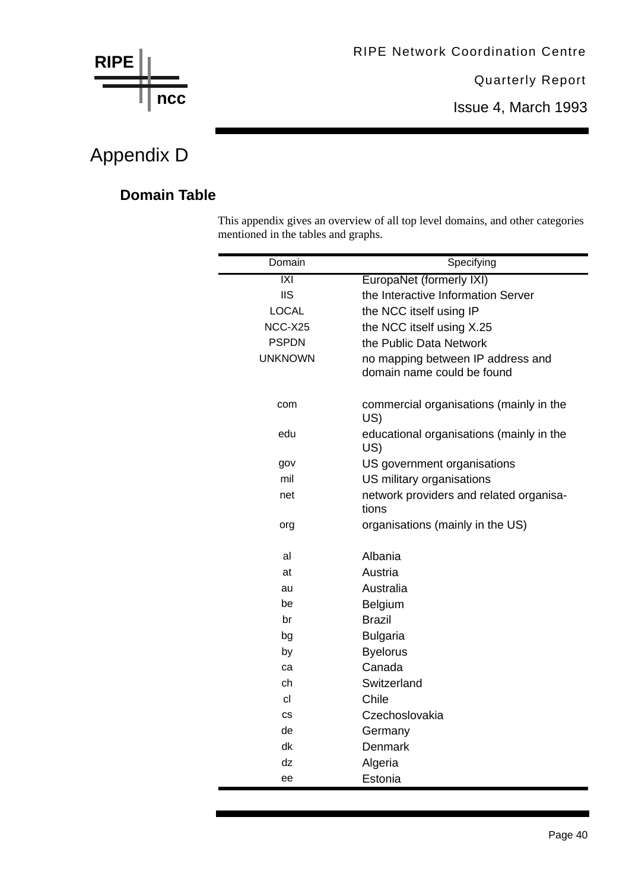# Appendix D

## Domain Table

This appendix gives an overview of all top level domains, and other categories mentioned in the tables and graphs.

| Domain | Specifying |
|---|---|
| IXI | EuropaNet (formerly IXI) |
| IIS | the Interactive Information Server |
| LOCAL | the NCC itself using IP |
| NCC-X25 | the NCC itself using X.25 |
| PSPDN | the Public Data Network |
| UNKNOWN | no mapping between IP address and domain name could be found |
| | |
| com | commercial organisations (mainly in the US) |
| edu | educational organisations (mainly in the US) |
| gov | US government organisations |
| mil | US military organisations |
| net | network providers and related organisa-tions |
| org | organisations (mainly in the US) |
| | |
| al | Albania |
| at | Austria |
| au | Australia |
| be | Belgium |
| br | Brazil |
| bg | Bulgaria |
| by | Byelorus |
| ca | Canada |
| ch | Switzerland |
| cl | Chile |
| cs | Czechoslovakia |
| de | Germany |
| dk | Denmark |
| dz | Algeria |
| ee | Estonia |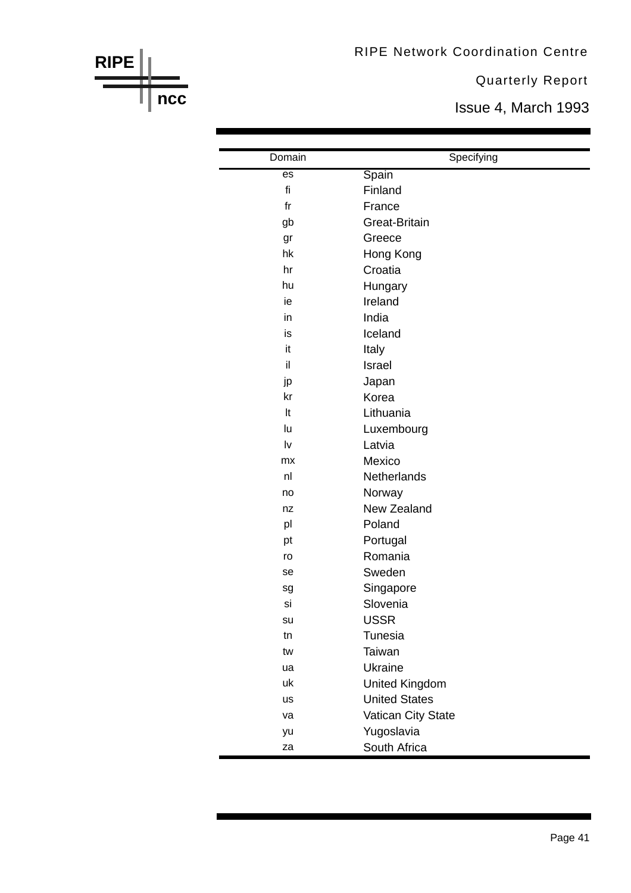| Domain | Specifying |
|---|---|
| es | Spain |
| fi | Finland |
| fr | France |
| gb | Great-Britain |
| gr | Greece |
| hk | Hong Kong |
| hr | Croatia |
| hu | Hungary |
| ie | Ireland |
| in | India |
| is | Iceland |
| it | Italy |
| il | Israel |
| jp | Japan |
| kr | Korea |
| lt | Lithuania |
| lu | Luxembourg |
| lv | Latvia |
| mx | Mexico |
| nl | Netherlands |
| no | Norway |
| nz | New Zealand |
| pl | Poland |
| pt | Portugal |
| ro | Romania |
| se | Sweden |
| sg | Singapore |
| si | Slovenia |
| su | USSR |
| tn | Tunesia |
| tw | Taiwan |
| ua | Ukraine |
| uk | United Kingdom |
| us | United States |
| va | Vatican City State |
| yu | Yugoslavia |
| za | South Africa |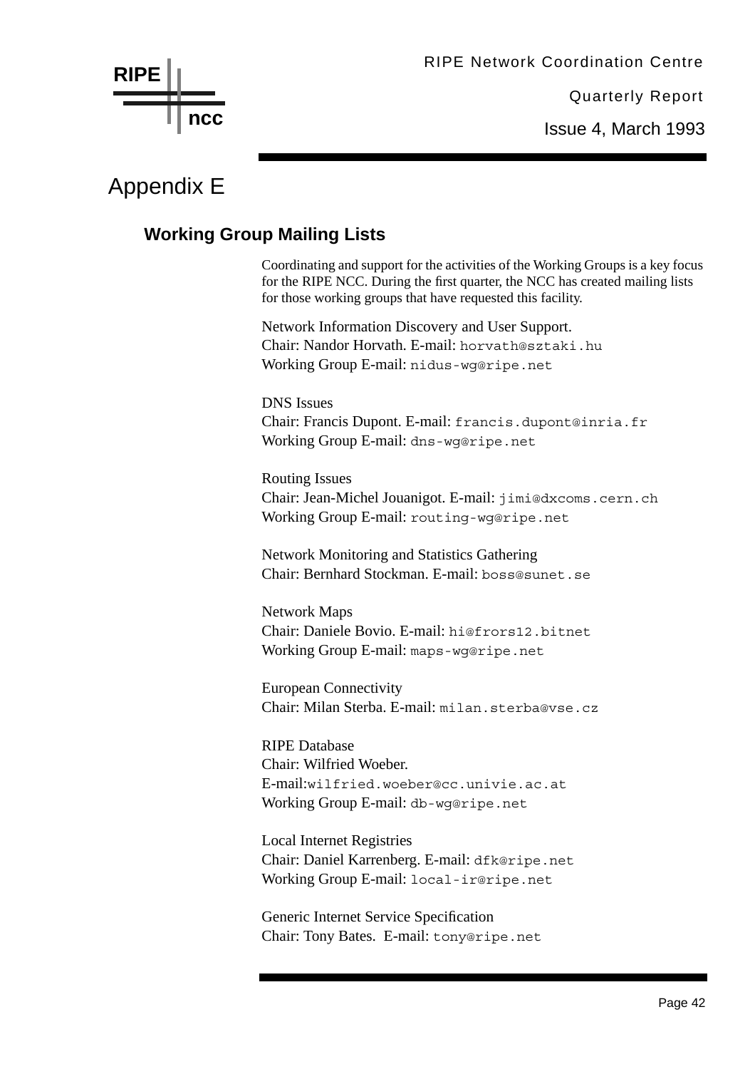# Appendix E

## Working Group Mailing Lists

Coordinating and support for the activities of the Working Groups is a key focus for the RIPE NCC. During the first quarter, the NCC has created mailing lists for those working groups that have requested this facility.

Network Information Discovery and User Support.
Chair: Nandor Horvath. E-mail: `horvath@sztaki.hu`
Working Group E-mail: `nidus-wg@ripe.net`

DNS Issues
Chair: Francis Dupont. E-mail: `francis.dupont@inria.fr`
Working Group E-mail: `dns-wg@ripe.net`

Routing Issues
Chair: Jean-Michel Jouanigot. E-mail: `jimi@dxcoms.cern.ch`
Working Group E-mail: `routing-wg@ripe.net`

Network Monitoring and Statistics Gathering
Chair: Bernhard Stockman. E-mail: `boss@sunet.se`

Network Maps
Chair: Daniele Bovio. E-mail: `hi@frors12.bitnet`
Working Group E-mail: `maps-wg@ripe.net`

European Connectivity
Chair: Milan Sterba. E-mail: `milan.sterba@vse.cz`

RIPE Database
Chair: Wilfried Woeber.
E-mail:`wilfried.woeber@cc.univie.ac.at`
Working Group E-mail: `db-wg@ripe.net`

Local Internet Registries
Chair: Daniel Karrenberg. E-mail: `dfk@ripe.net`
Working Group E-mail: `local-ir@ripe.net`

Generic Internet Service Specification
Chair: Tony Bates. E-mail: `tony@ripe.net`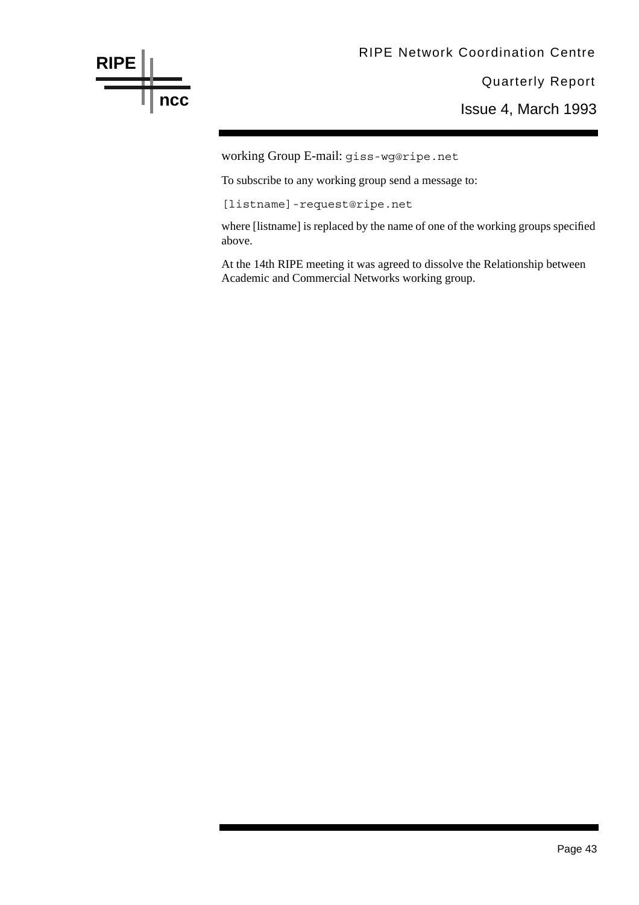working Group E-mail: `giss-wg@ripe.net`

To subscribe to any working group send a message to:

`[listname]-request@ripe.net`

where [listname] is replaced by the name of one of the working groups specified above.

At the 14th RIPE meeting it was agreed to dissolve the Relationship between Academic and Commercial Networks working group.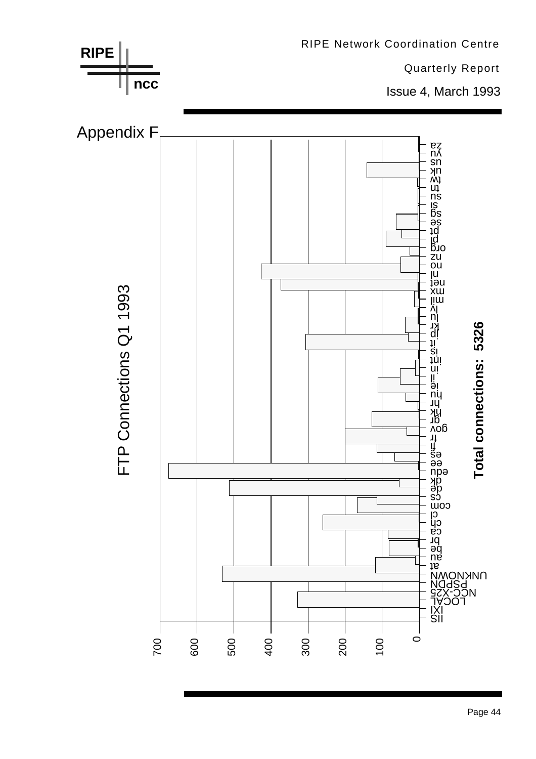## Appendix F

FTP Connections Q1 1993

Total connections: 5326

IIS
IXI
LOCAL
NCC-X25
PSPDN
UNKNOWN
at
au
be
br
ca
ch
cl
com
cs
de
dk
edu
ee
es
fi
fr
gov
gr
hk
hr
hu
ie
il
in
int
is
it
jp
kr
lu
lv
mil
mx
net
nl
no
nz
org
pl
pt
se
sg
si
su
tn
tw
uk
us
yu
za

0
100
200
300
400
500
600
700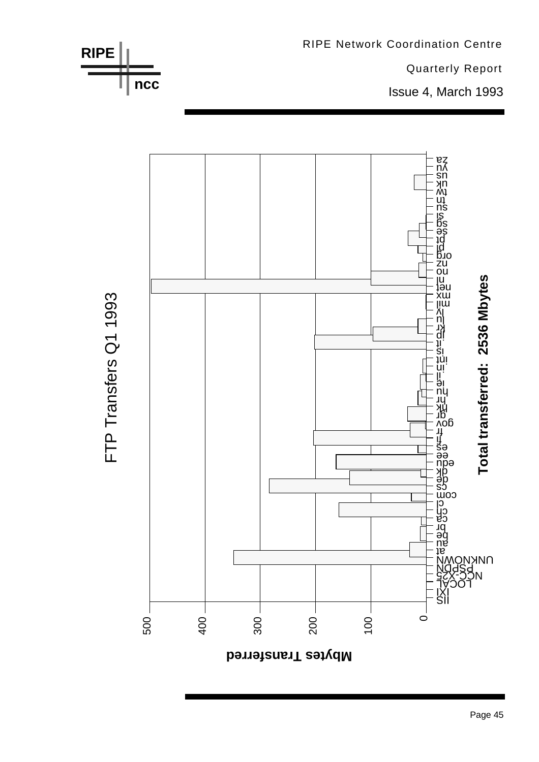FTP Transfers Q1 1993

Total transferred: 2536 Mbytes

Mbytes Transferred

0
100
200
300
400
500

IIS
IXI
LOCAL
NCC-X25
PSPDN
UNKNOWN
at
au
be
br
ca
ch
cl
com
cs
de
dk
edu
ee
es
fi
fr
gov
gr
hk
hr
hu
ie
il
in
int
is
it
jp
kr
lu
lv
mil
mx
net
nl
no
nz
org
pl
pt
se
sg
si
su
tn
tw
uk
us
yu
za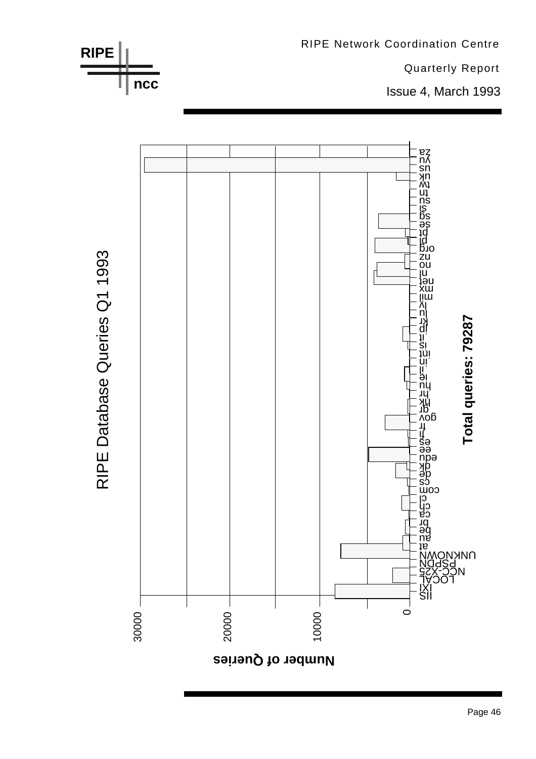RIPE Database Queries Q1 1993

Total queries: 79287

Number of Queries

0
10000
20000
30000

IIS
IXI
LOCAL
NCC-X25
PSPDN
UNKNOWN
at
au
be
br
ca
ch
cl
com
cs
de
dk
edu
ee
es
fi
fr
gov
gr
hk
hr
hu
ie
il
in
int
is
it
jp
kr
lu
lv
mil
mx
net
nl
no
nz
org
pl
pt
se
sg
si
su
tn
tw
uk
us
yu
za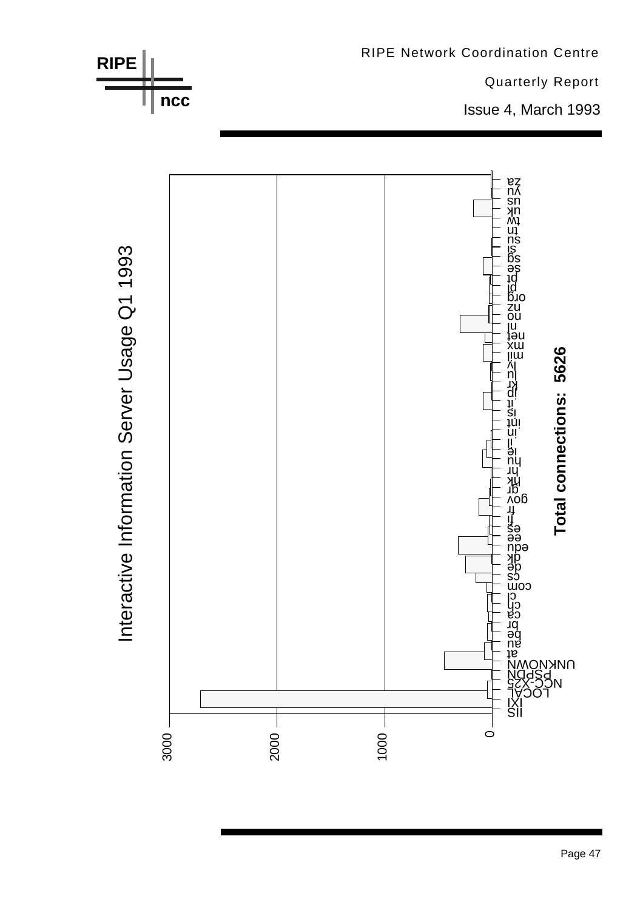## Interactive Information Server Usage Q1 1993

**Total connections: 5626**

Categories (bar chart, 0–3000 scale): IIS, IXI, LOCAL, NCC-X25, PSPDN, UNKNOWN, at, au, be, br, ca, ch, cl, com, cs, de, dk, edu, ee, es, fi, fr, gov, gr, hk, hr, hu, ie, il, in, int, is, it, jp, kr, lu, lv, mil, mx, net, nl, no, nz, org, pl, pt, se, sg, si, su, tn, tw, uk, us, yu, za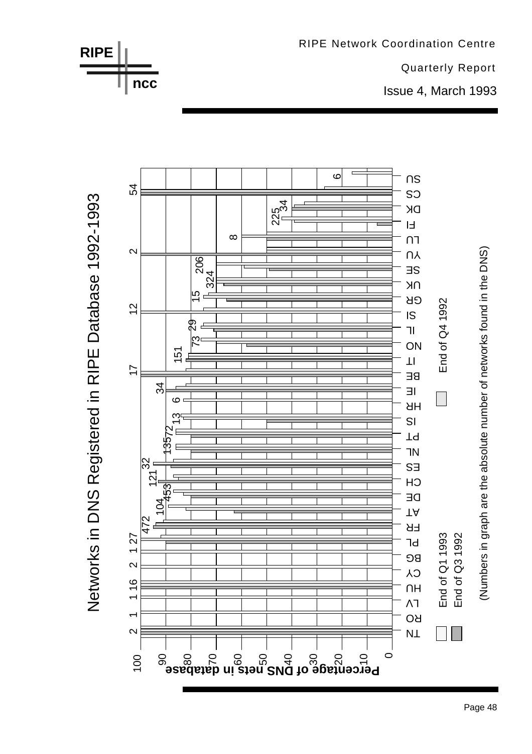# Networks in DNS Registered in RIPE Database 1992-1993

Percentage of DNS nets in database

100 90 80 70 60 50 40 30 20 10 0

TN RO LV HU CY BG PL FR AT DE CH ES NL PT IS HR IE BE IT NO IL SI GR UK SE YU LU FI DK CS SU

2 1 1 16 2 1 27 472 104 453 121 32 135 72 13 6 34 17 151 73 29 12 15 324 206 2 8 225 34 54 6

End of Q1 1993

End of Q3 1992

End of Q4 1992

(Numbers in graph are the absolute number of networks found in the DNS)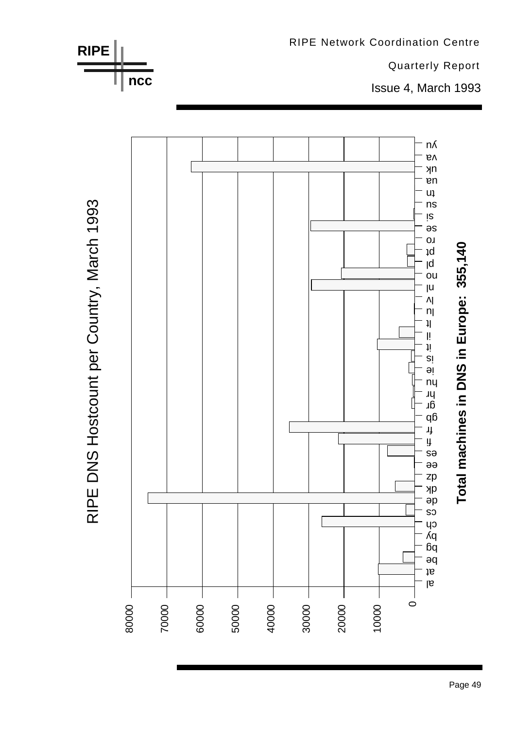RIPE DNS Hostcount per Country, March 1993

Total machines in DNS in Europe: 355,140

al
at
be
bg
by
ch
cs
de
dk
dz
ee
es
fi
fr
gb
gr
hr
hu
ie
is
it
il
lt
lu
lv
nl
no
pl
pt
ro
se
si
su
tn
ua
uk
va
yu

0
10000
20000
30000
40000
50000
60000
70000
80000